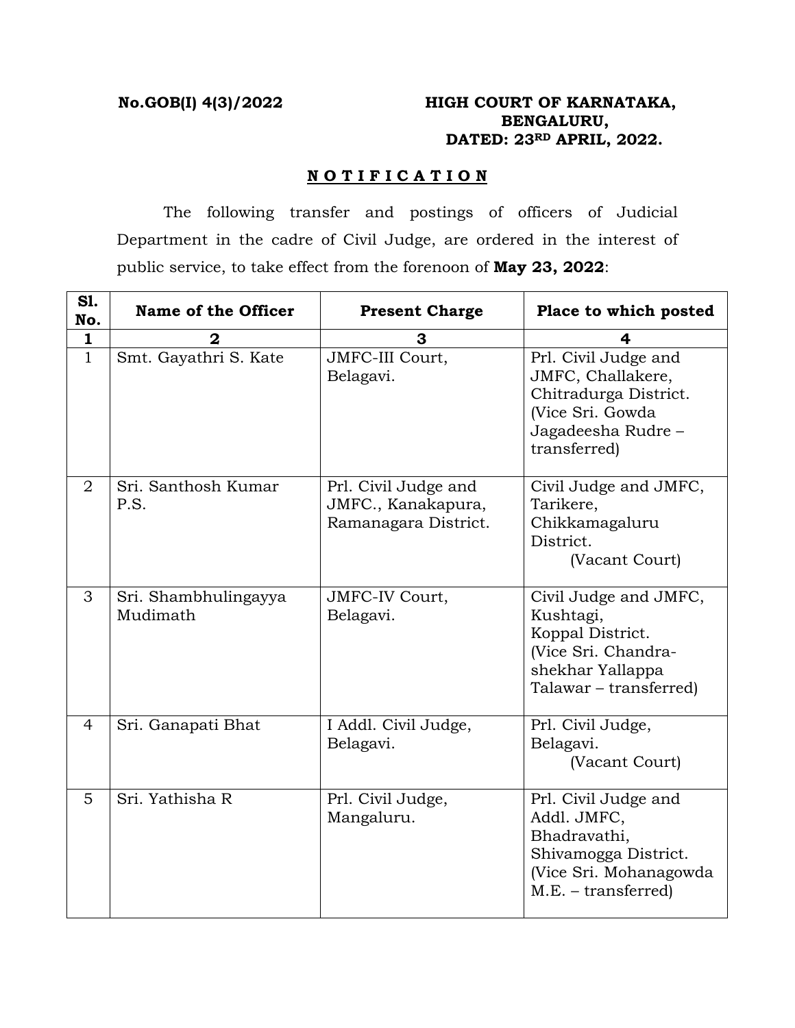**No.GOB(I) 4(3)/2022**

**HIGH COURT OF KARNATAKA,**
**BENGALURU,**
**DATED: 23RD APRIL, 2022.**

## N O T I F I C A T I O N

The following transfer and postings of officers of Judicial Department in the cadre of Civil Judge, are ordered in the interest of public service, to take effect from the forenoon of **May 23, 2022**:

| Sl. No. | Name of the Officer | Present Charge | Place to which posted |
|---|---|---|---|
| **1** | **2** | **3** | **4** |
| 1 | Smt. Gayathri S. Kate | JMFC-III Court, Belagavi. | Prl. Civil Judge and JMFC, Challakere, Chitradurga District. (Vice Sri. Gowda Jagadeesha Rudre – transferred) |
| 2 | Sri. Santhosh Kumar P.S. | Prl. Civil Judge and JMFC., Kanakapura, Ramanagara District. | Civil Judge and JMFC, Tarikere, Chikkamagaluru District. (Vacant Court) |
| 3 | Sri. Shambhulingayya Mudimath | JMFC-IV Court, Belagavi. | Civil Judge and JMFC, Kushtagi, Koppal District. (Vice Sri. Chandra-shekhar Yallappa Talawar – transferred) |
| 4 | Sri. Ganapati Bhat | I Addl. Civil Judge, Belagavi. | Prl. Civil Judge, Belagavi. (Vacant Court) |
| 5 | Sri. Yathisha R | Prl. Civil Judge, Mangaluru. | Prl. Civil Judge and Addl. JMFC, Bhadravathi, Shivamogga District. (Vice Sri. Mohanagowda M.E. – transferred) |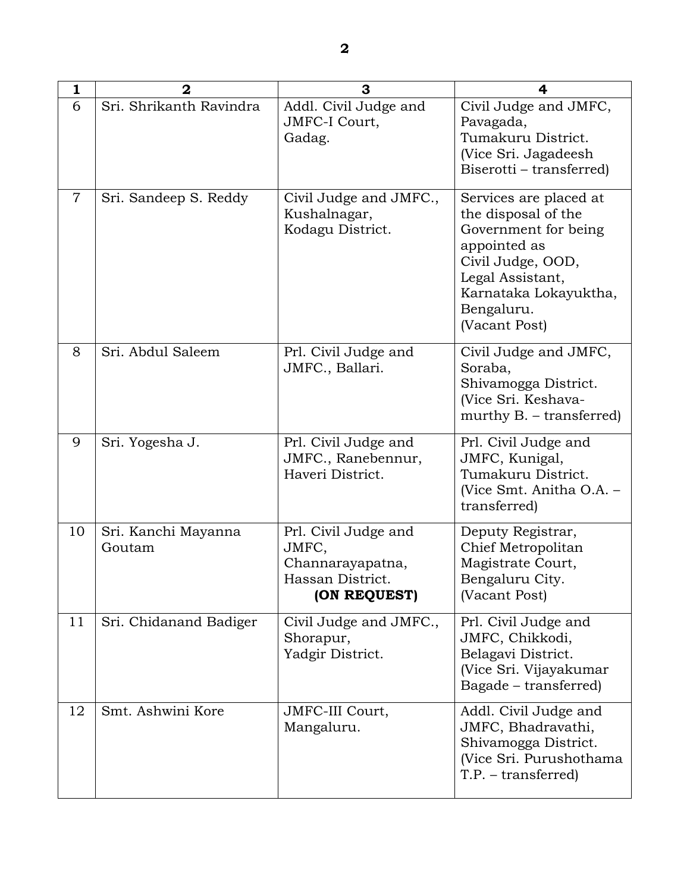| 1 | 2 | 3 | 4 |
|---|---|---|---|
| 6 | Sri. Shrikanth Ravindra | Addl. Civil Judge and JMFC-I Court, Gadag. | Civil Judge and JMFC, Pavagada, Tumakuru District. (Vice Sri. Jagadeesh Biserotti – transferred) |
| 7 | Sri. Sandeep S. Reddy | Civil Judge and JMFC., Kushalnagar, Kodagu District. | Services are placed at the disposal of the Government for being appointed as Civil Judge, OOD, Legal Assistant, Karnataka Lokayuktha, Bengaluru. (Vacant Post) |
| 8 | Sri. Abdul Saleem | Prl. Civil Judge and JMFC., Ballari. | Civil Judge and JMFC, Soraba, Shivamogga District. (Vice Sri. Keshava-murthy B. – transferred) |
| 9 | Sri. Yogesha J. | Prl. Civil Judge and JMFC., Ranebennur, Haveri District. | Prl. Civil Judge and JMFC, Kunigal, Tumakuru District. (Vice Smt. Anitha O.A. – transferred) |
| 10 | Sri. Kanchi Mayanna Goutam | Prl. Civil Judge and JMFC, Channarayapatna, Hassan District. **(ON REQUEST)** | Deputy Registrar, Chief Metropolitan Magistrate Court, Bengaluru City. (Vacant Post) |
| 11 | Sri. Chidanand Badiger | Civil Judge and JMFC., Shorapur, Yadgir District. | Prl. Civil Judge and JMFC, Chikkodi, Belagavi District. (Vice Sri. Vijayakumar Bagade – transferred) |
| 12 | Smt. Ashwini Kore | JMFC-III Court, Mangaluru. | Addl. Civil Judge and JMFC, Bhadravathi, Shivamogga District. (Vice Sri. Purushothama T.P. – transferred) |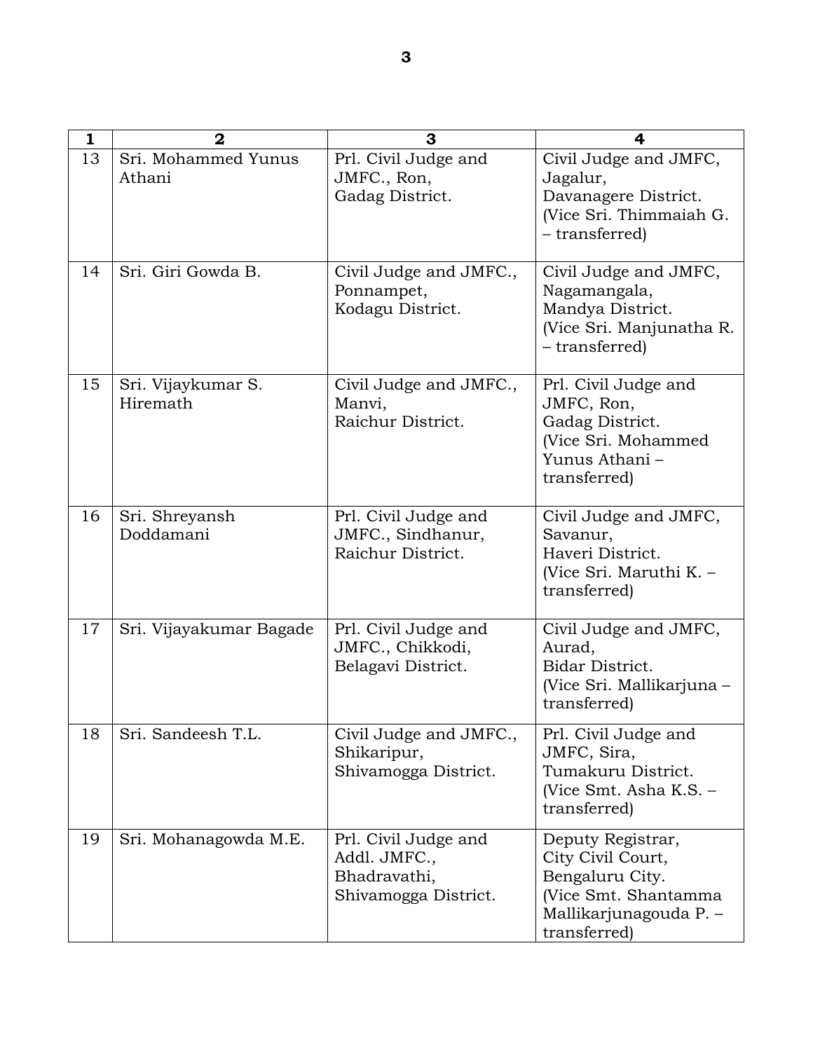| 1 | 2 | 3 | 4 |
|---|---|---|---|
| 13 | Sri. Mohammed Yunus Athani | Prl. Civil Judge and JMFC., Ron, Gadag District. | Civil Judge and JMFC, Jagalur, Davanagere District. (Vice Sri. Thimmaiah G. – transferred) |
| 14 | Sri. Giri Gowda B. | Civil Judge and JMFC., Ponnampet, Kodagu District. | Civil Judge and JMFC, Nagamangala, Mandya District. (Vice Sri. Manjunatha R. – transferred) |
| 15 | Sri. Vijaykumar S. Hiremath | Civil Judge and JMFC., Manvi, Raichur District. | Prl. Civil Judge and JMFC, Ron, Gadag District. (Vice Sri. Mohammed Yunus Athani – transferred) |
| 16 | Sri. Shreyansh Doddamani | Prl. Civil Judge and JMFC., Sindhanur, Raichur District. | Civil Judge and JMFC, Savanur, Haveri District. (Vice Sri. Maruthi K. – transferred) |
| 17 | Sri. Vijayakumar Bagade | Prl. Civil Judge and JMFC., Chikkodi, Belagavi District. | Civil Judge and JMFC, Aurad, Bidar District. (Vice Sri. Mallikarjuna – transferred) |
| 18 | Sri. Sandeesh T.L. | Civil Judge and JMFC., Shikaripur, Shivamogga District. | Prl. Civil Judge and JMFC, Sira, Tumakuru District. (Vice Smt. Asha K.S. – transferred) |
| 19 | Sri. Mohanagowda M.E. | Prl. Civil Judge and Addl. JMFC., Bhadravathi, Shivamogga District. | Deputy Registrar, City Civil Court, Bengaluru City. (Vice Smt. Shantamma Mallikarjunagouda P. – transferred) |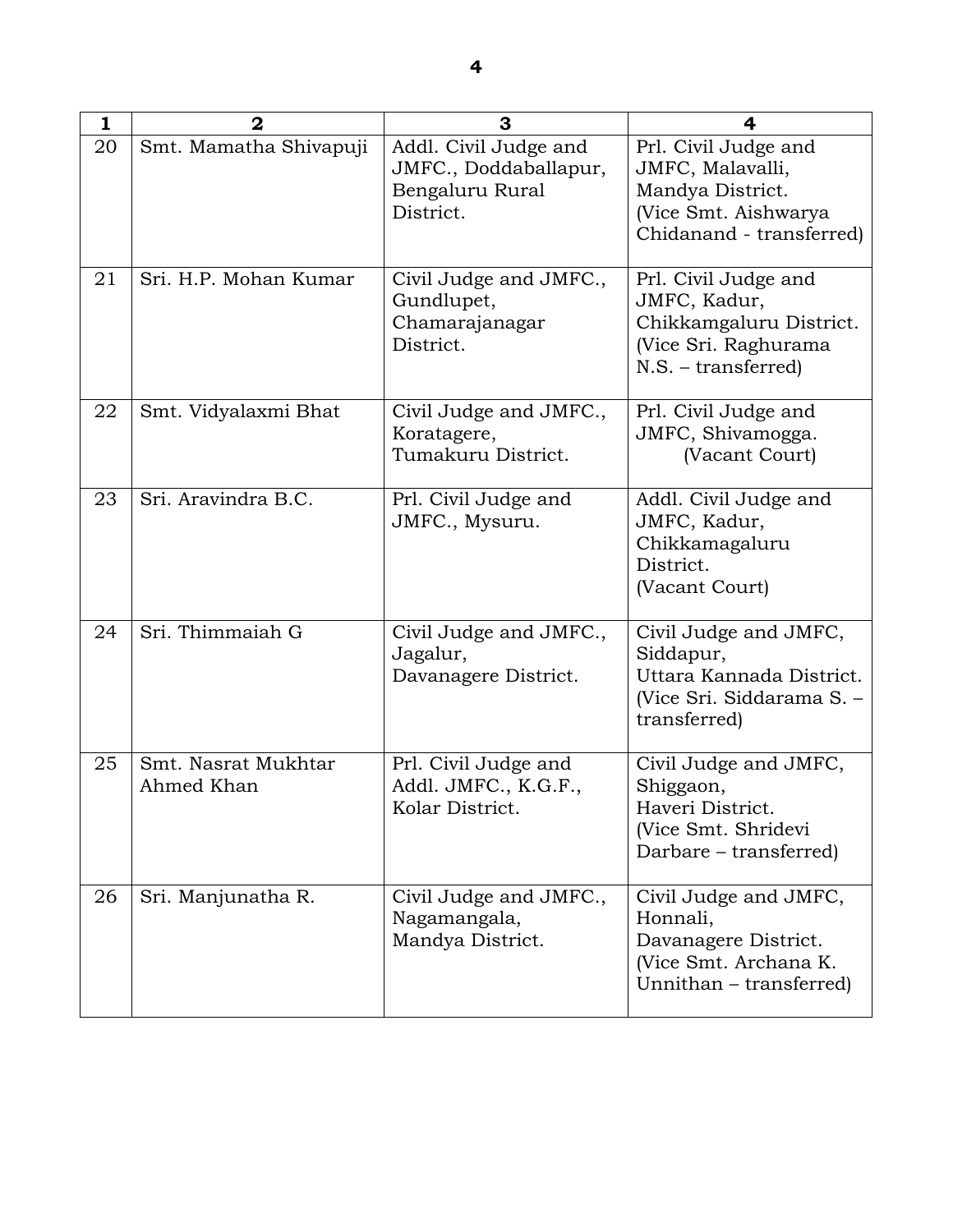| 1 | 2 | 3 | 4 |
|---|---|---|---|
| 20 | Smt. Mamatha Shivapuji | Addl. Civil Judge and JMFC., Doddaballapur, Bengaluru Rural District. | Prl. Civil Judge and JMFC, Malavalli, Mandya District. (Vice Smt. Aishwarya Chidanand - transferred) |
| 21 | Sri. H.P. Mohan Kumar | Civil Judge and JMFC., Gundlupet, Chamarajanagar District. | Prl. Civil Judge and JMFC, Kadur, Chikkamgaluru District. (Vice Sri. Raghurama N.S. – transferred) |
| 22 | Smt. Vidyalaxmi Bhat | Civil Judge and JMFC., Koratagere, Tumakuru District. | Prl. Civil Judge and JMFC, Shivamogga. (Vacant Court) |
| 23 | Sri. Aravindra B.C. | Prl. Civil Judge and JMFC., Mysuru. | Addl. Civil Judge and JMFC, Kadur, Chikkamagaluru District. (Vacant Court) |
| 24 | Sri. Thimmaiah G | Civil Judge and JMFC., Jagalur, Davanagere District. | Civil Judge and JMFC, Siddapur, Uttara Kannada District. (Vice Sri. Siddarama S. – transferred) |
| 25 | Smt. Nasrat Mukhtar Ahmed Khan | Prl. Civil Judge and Addl. JMFC., K.G.F., Kolar District. | Civil Judge and JMFC, Shiggaon, Haveri District. (Vice Smt. Shridevi Darbare – transferred) |
| 26 | Sri. Manjunatha R. | Civil Judge and JMFC., Nagamangala, Mandya District. | Civil Judge and JMFC, Honnali, Davanagere District. (Vice Smt. Archana K. Unnithan – transferred) |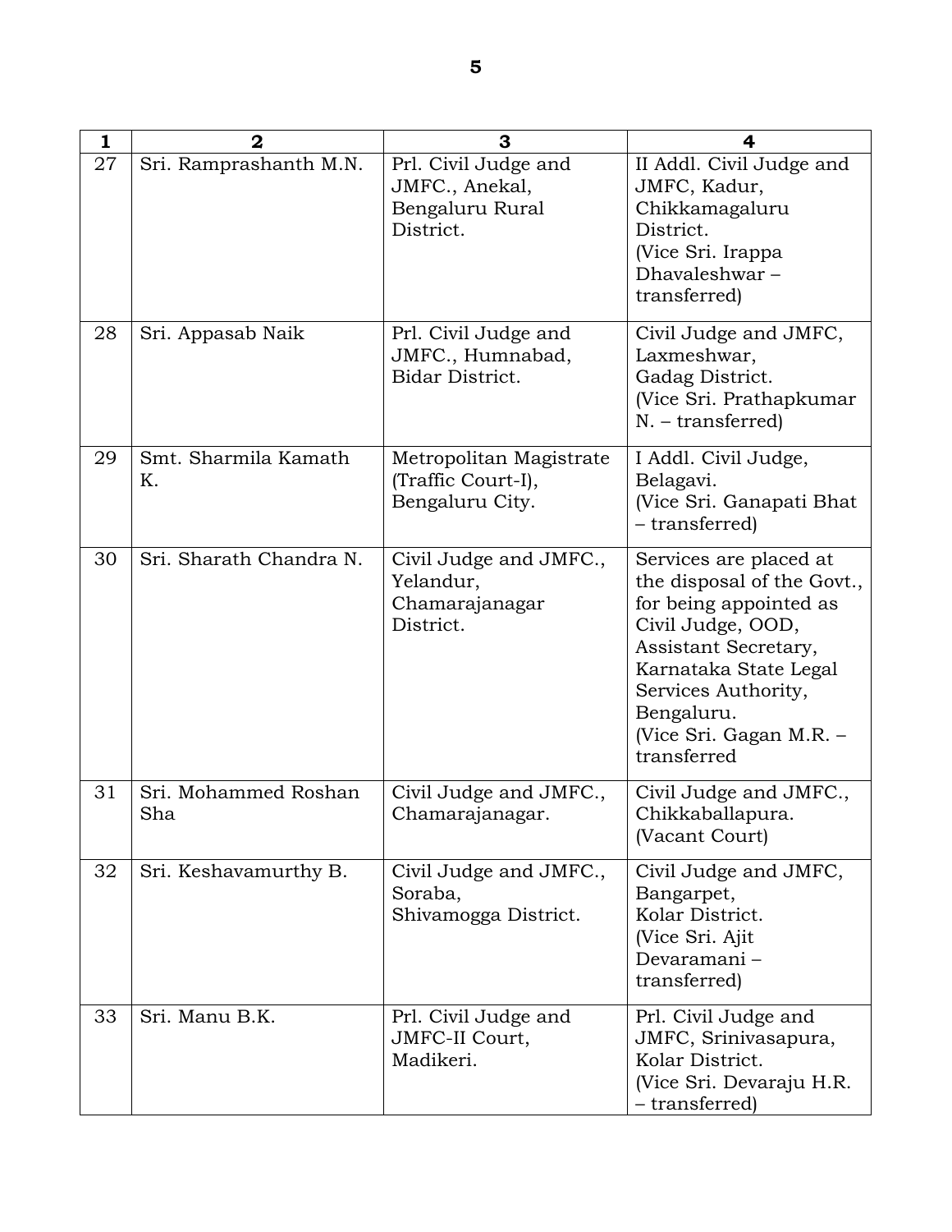| 1 | 2 | 3 | 4 |
|---|---|---|---|
| 27 | Sri. Ramprashanth M.N. | Prl. Civil Judge and JMFC., Anekal, Bengaluru Rural District. | II Addl. Civil Judge and JMFC, Kadur, Chikkamagaluru District. (Vice Sri. Irappa Dhavaleshwar – transferred) |
| 28 | Sri. Appasab Naik | Prl. Civil Judge and JMFC., Humnabad, Bidar District. | Civil Judge and JMFC, Laxmeshwar, Gadag District. (Vice Sri. Prathapkumar N. – transferred) |
| 29 | Smt. Sharmila Kamath K. | Metropolitan Magistrate (Traffic Court-I), Bengaluru City. | I Addl. Civil Judge, Belagavi. (Vice Sri. Ganapati Bhat – transferred) |
| 30 | Sri. Sharath Chandra N. | Civil Judge and JMFC., Yelandur, Chamarajanagar District. | Services are placed at the disposal of the Govt., for being appointed as Civil Judge, OOD, Assistant Secretary, Karnataka State Legal Services Authority, Bengaluru. (Vice Sri. Gagan M.R. – transferred |
| 31 | Sri. Mohammed Roshan Sha | Civil Judge and JMFC., Chamarajanagar. | Civil Judge and JMFC., Chikkaballapura. (Vacant Court) |
| 32 | Sri. Keshavamurthy B. | Civil Judge and JMFC., Soraba, Shivamogga District. | Civil Judge and JMFC, Bangarpet, Kolar District. (Vice Sri. Ajit Devaramani – transferred) |
| 33 | Sri. Manu B.K. | Prl. Civil Judge and JMFC-II Court, Madikeri. | Prl. Civil Judge and JMFC, Srinivasapura, Kolar District. (Vice Sri. Devaraju H.R. – transferred) |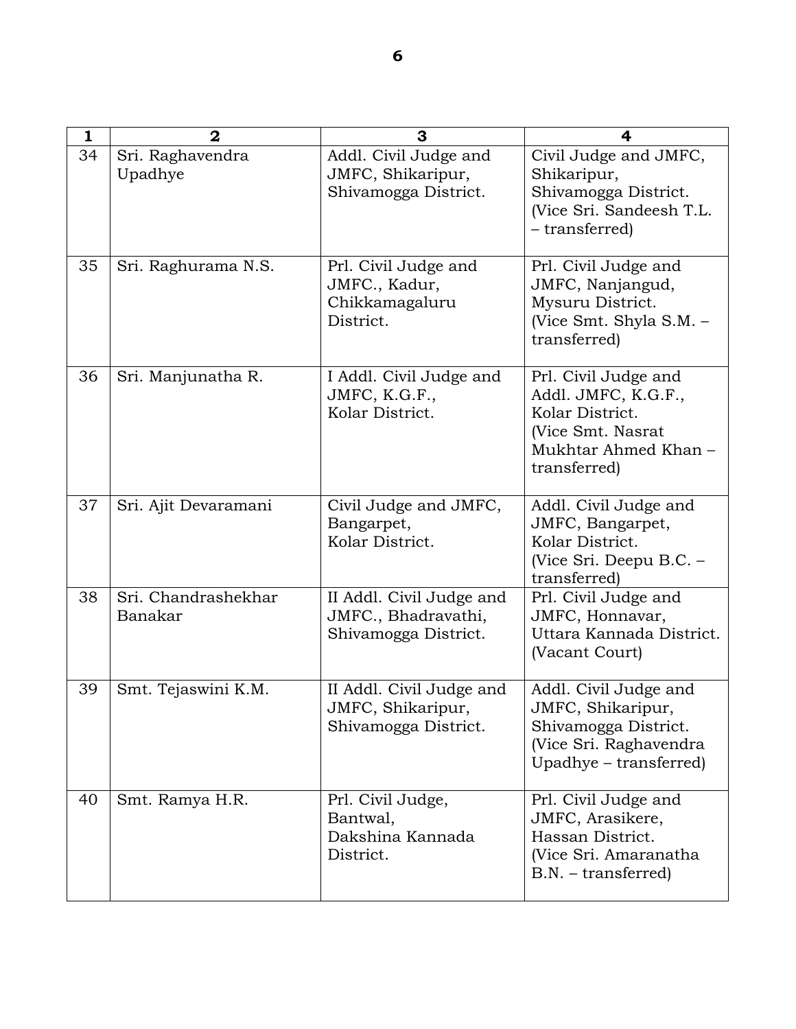| 1 | 2 | 3 | 4 |
|---|---|---|---|
| 34 | Sri. Raghavendra Upadhye | Addl. Civil Judge and JMFC, Shikaripur, Shivamogga District. | Civil Judge and JMFC, Shikaripur, Shivamogga District. (Vice Sri. Sandeesh T.L. – transferred) |
| 35 | Sri. Raghurama N.S. | Prl. Civil Judge and JMFC., Kadur, Chikkamagaluru District. | Prl. Civil Judge and JMFC, Nanjangud, Mysuru District. (Vice Smt. Shyla S.M. – transferred) |
| 36 | Sri. Manjunatha R. | I Addl. Civil Judge and JMFC, K.G.F., Kolar District. | Prl. Civil Judge and Addl. JMFC, K.G.F., Kolar District. (Vice Smt. Nasrat Mukhtar Ahmed Khan – transferred) |
| 37 | Sri. Ajit Devaramani | Civil Judge and JMFC, Bangarpet, Kolar District. | Addl. Civil Judge and JMFC, Bangarpet, Kolar District. (Vice Sri. Deepu B.C. – transferred) |
| 38 | Sri. Chandrashekhar Banakar | II Addl. Civil Judge and JMFC., Bhadravathi, Shivamogga District. | Prl. Civil Judge and JMFC, Honnavar, Uttara Kannada District. (Vacant Court) |
| 39 | Smt. Tejaswini K.M. | II Addl. Civil Judge and JMFC, Shikaripur, Shivamogga District. | Addl. Civil Judge and JMFC, Shikaripur, Shivamogga District. (Vice Sri. Raghavendra Upadhye – transferred) |
| 40 | Smt. Ramya H.R. | Prl. Civil Judge, Bantwal, Dakshina Kannada District. | Prl. Civil Judge and JMFC, Arasikere, Hassan District. (Vice Sri. Amaranatha B.N. – transferred) |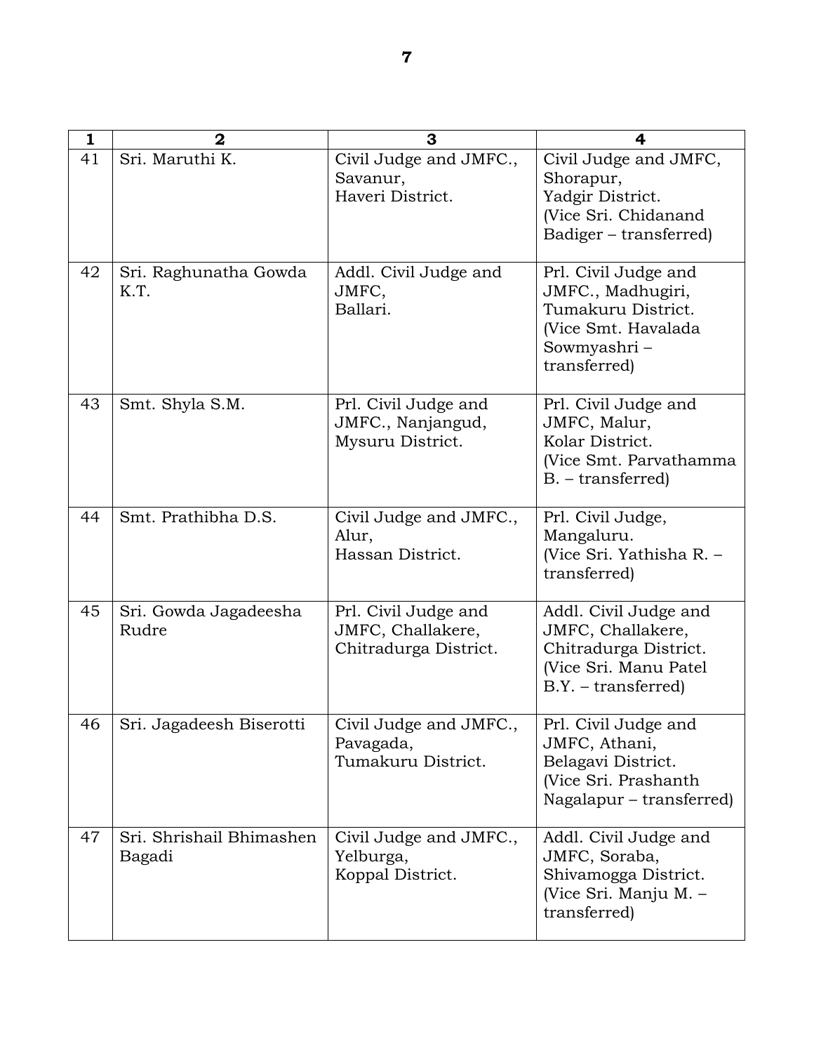| 1 | 2 | 3 | 4 |
|---|---|---|---|
| 41 | Sri. Maruthi K. | Civil Judge and JMFC., Savanur, Haveri District. | Civil Judge and JMFC, Shorapur, Yadgir District. (Vice Sri. Chidanand Badiger – transferred) |
| 42 | Sri. Raghunatha Gowda K.T. | Addl. Civil Judge and JMFC, Ballari. | Prl. Civil Judge and JMFC., Madhugiri, Tumakuru District. (Vice Smt. Havalada Sowmyashri – transferred) |
| 43 | Smt. Shyla S.M. | Prl. Civil Judge and JMFC., Nanjangud, Mysuru District. | Prl. Civil Judge and JMFC, Malur, Kolar District. (Vice Smt. Parvathamma B. – transferred) |
| 44 | Smt. Prathibha D.S. | Civil Judge and JMFC., Alur, Hassan District. | Prl. Civil Judge, Mangaluru. (Vice Sri. Yathisha R. – transferred) |
| 45 | Sri. Gowda Jagadeesha Rudre | Prl. Civil Judge and JMFC, Challakere, Chitradurga District. | Addl. Civil Judge and JMFC, Challakere, Chitradurga District. (Vice Sri. Manu Patel B.Y. – transferred) |
| 46 | Sri. Jagadeesh Biserotti | Civil Judge and JMFC., Pavagada, Tumakuru District. | Prl. Civil Judge and JMFC, Athani, Belagavi District. (Vice Sri. Prashanth Nagalapur – transferred) |
| 47 | Sri. Shrishail Bhimashen Bagadi | Civil Judge and JMFC., Yelburga, Koppal District. | Addl. Civil Judge and JMFC, Soraba, Shivamogga District. (Vice Sri. Manju M. – transferred) |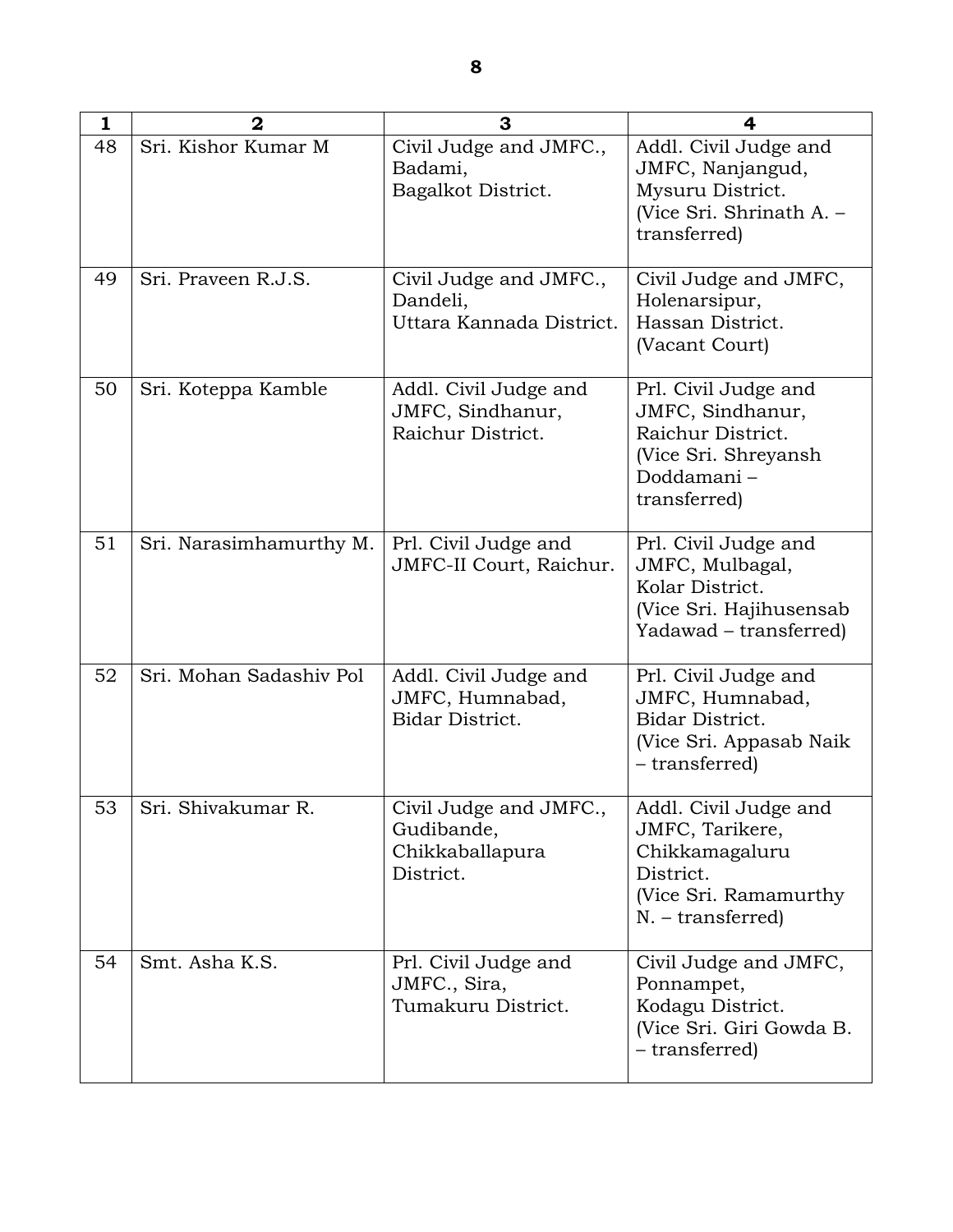| 1 | 2 | 3 | 4 |
|---|---|---|---|
| 48 | Sri. Kishor Kumar M | Civil Judge and JMFC., Badami, Bagalkot District. | Addl. Civil Judge and JMFC, Nanjangud, Mysuru District. (Vice Sri. Shrinath A. – transferred) |
| 49 | Sri. Praveen R.J.S. | Civil Judge and JMFC., Dandeli, Uttara Kannada District. | Civil Judge and JMFC, Holenarsipur, Hassan District. (Vacant Court) |
| 50 | Sri. Koteppa Kamble | Addl. Civil Judge and JMFC, Sindhanur, Raichur District. | Prl. Civil Judge and JMFC, Sindhanur, Raichur District. (Vice Sri. Shreyansh Doddamani – transferred) |
| 51 | Sri. Narasimhamurthy M. | Prl. Civil Judge and JMFC-II Court, Raichur. | Prl. Civil Judge and JMFC, Mulbagal, Kolar District. (Vice Sri. Hajihusensab Yadawad – transferred) |
| 52 | Sri. Mohan Sadashiv Pol | Addl. Civil Judge and JMFC, Humnabad, Bidar District. | Prl. Civil Judge and JMFC, Humnabad, Bidar District. (Vice Sri. Appasab Naik – transferred) |
| 53 | Sri. Shivakumar R. | Civil Judge and JMFC., Gudibande, Chikkaballapura District. | Addl. Civil Judge and JMFC, Tarikere, Chikkamagaluru District. (Vice Sri. Ramamurthy N. – transferred) |
| 54 | Smt. Asha K.S. | Prl. Civil Judge and JMFC., Sira, Tumakuru District. | Civil Judge and JMFC, Ponnampet, Kodagu District. (Vice Sri. Giri Gowda B. – transferred) |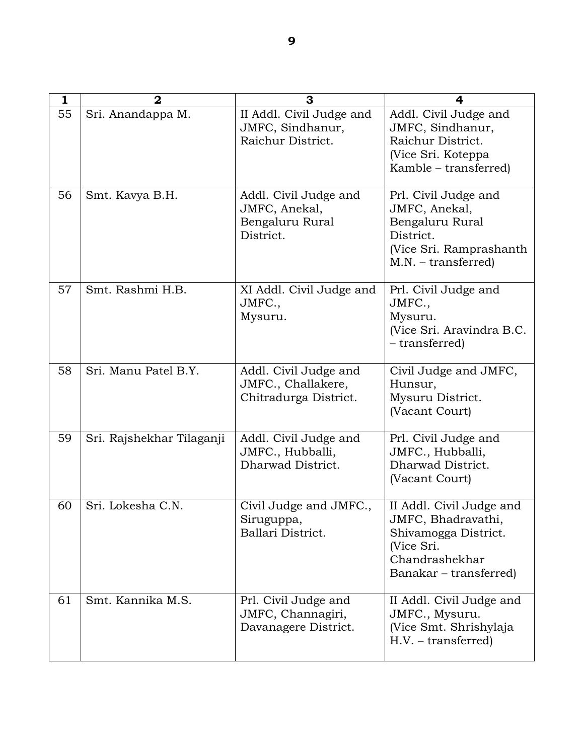| 1 | 2 | 3 | 4 |
|---|---|---|---|
| 55 | Sri. Anandappa M. | II Addl. Civil Judge and JMFC, Sindhanur, Raichur District. | Addl. Civil Judge and JMFC, Sindhanur, Raichur District. (Vice Sri. Koteppa Kamble – transferred) |
| 56 | Smt. Kavya B.H. | Addl. Civil Judge and JMFC, Anekal, Bengaluru Rural District. | Prl. Civil Judge and JMFC, Anekal, Bengaluru Rural District. (Vice Sri. Ramprashanth M.N. – transferred) |
| 57 | Smt. Rashmi H.B. | XI Addl. Civil Judge and JMFC., Mysuru. | Prl. Civil Judge and JMFC., Mysuru. (Vice Sri. Aravindra B.C. – transferred) |
| 58 | Sri. Manu Patel B.Y. | Addl. Civil Judge and JMFC., Challakere, Chitradurga District. | Civil Judge and JMFC, Hunsur, Mysuru District. (Vacant Court) |
| 59 | Sri. Rajshekhar Tilaganji | Addl. Civil Judge and JMFC., Hubballi, Dharwad District. | Prl. Civil Judge and JMFC., Hubballi, Dharwad District. (Vacant Court) |
| 60 | Sri. Lokesha C.N. | Civil Judge and JMFC., Siruguppa, Ballari District. | II Addl. Civil Judge and JMFC, Bhadravathi, Shivamogga District. (Vice Sri. Chandrashekhar Banakar – transferred) |
| 61 | Smt. Kannika M.S. | Prl. Civil Judge and JMFC, Channagiri, Davanagere District. | II Addl. Civil Judge and JMFC., Mysuru. (Vice Smt. Shrishylaja H.V. – transferred) |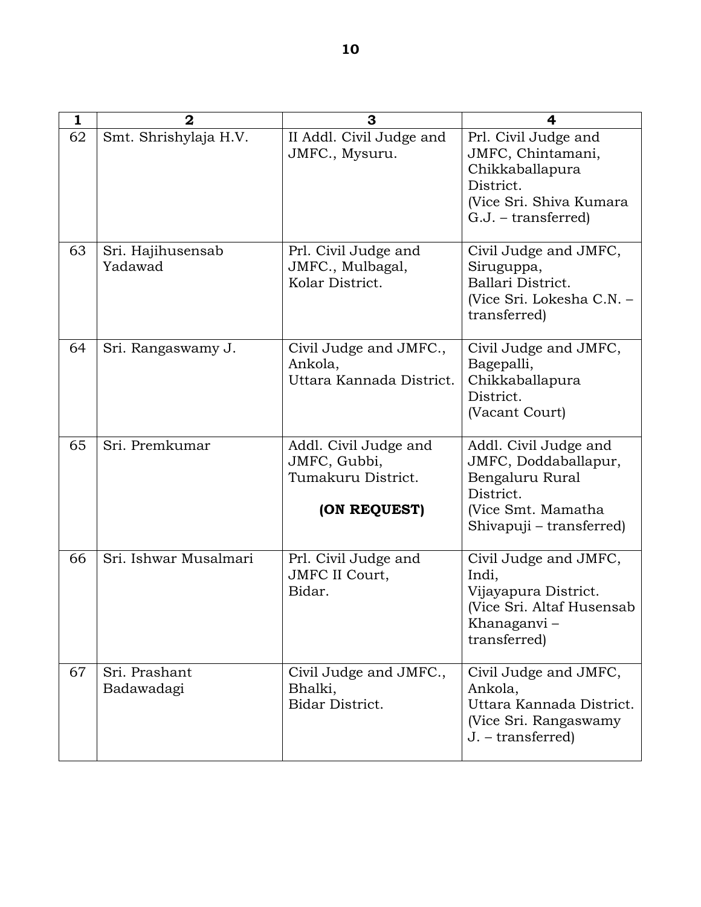| 1 | 2 | 3 | 4 |
|---|---|---|---|
| 62 | Smt. Shrishylaja H.V. | II Addl. Civil Judge and JMFC., Mysuru. | Prl. Civil Judge and JMFC, Chintamani, Chikkaballapura District. (Vice Sri. Shiva Kumara G.J. – transferred) |
| 63 | Sri. Hajihusensab Yadawad | Prl. Civil Judge and JMFC., Mulbagal, Kolar District. | Civil Judge and JMFC, Siruguppa, Ballari District. (Vice Sri. Lokesha C.N. – transferred) |
| 64 | Sri. Rangaswamy J. | Civil Judge and JMFC., Ankola, Uttara Kannada District. | Civil Judge and JMFC, Bagepalli, Chikkaballapura District. (Vacant Court) |
| 65 | Sri. Premkumar | Addl. Civil Judge and JMFC, Gubbi, Tumakuru District. **(ON REQUEST)** | Addl. Civil Judge and JMFC, Doddaballapur, Bengaluru Rural District. (Vice Smt. Mamatha Shivapuji – transferred) |
| 66 | Sri. Ishwar Musalmari | Prl. Civil Judge and JMFC II Court, Bidar. | Civil Judge and JMFC, Indi, Vijayapura District. (Vice Sri. Altaf Husensab Khanaganvi – transferred) |
| 67 | Sri. Prashant Badawadagi | Civil Judge and JMFC., Bhalki, Bidar District. | Civil Judge and JMFC, Ankola, Uttara Kannada District. (Vice Sri. Rangaswamy J. – transferred) |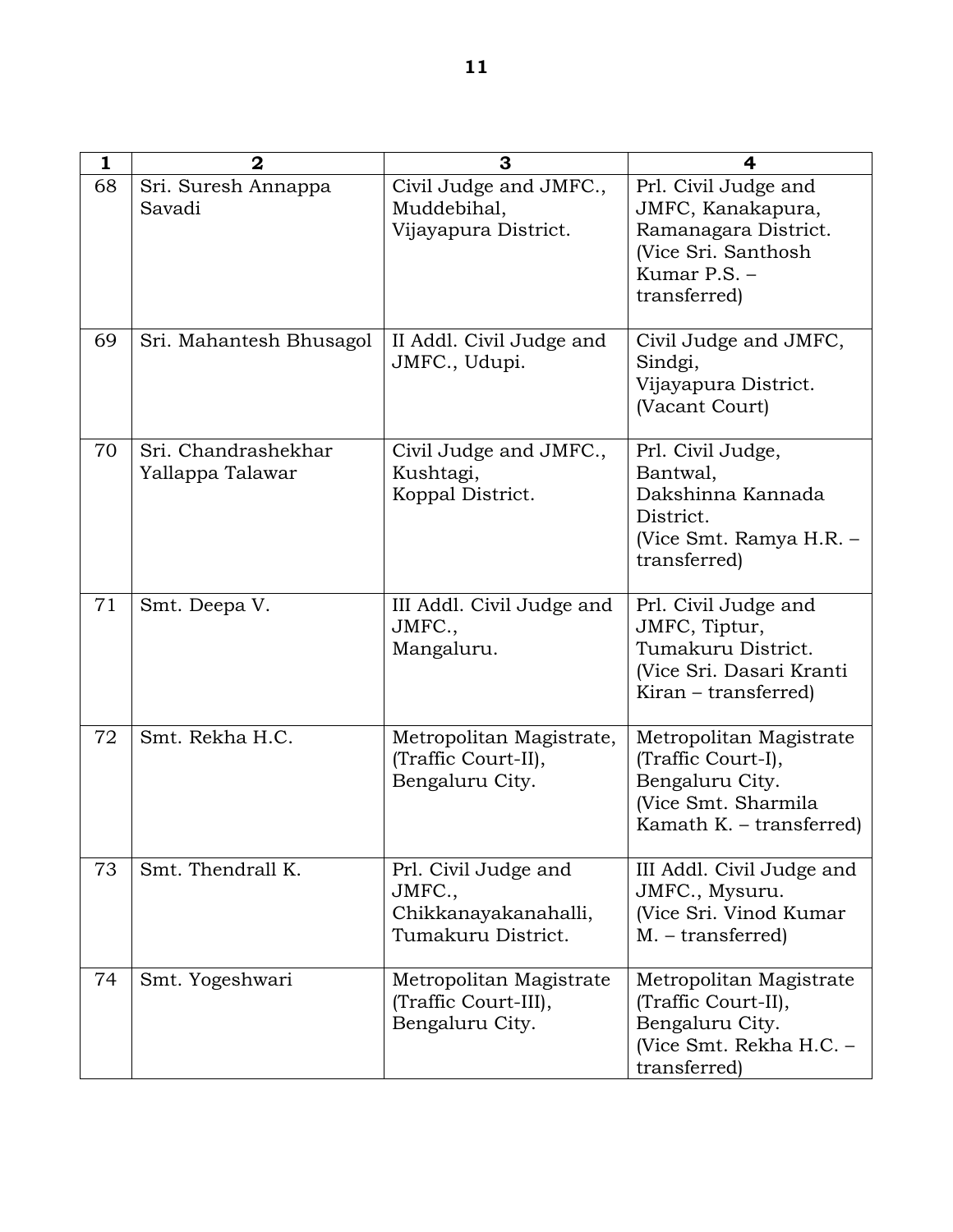| 1 | 2 | 3 | 4 |
|---|---|---|---|
| 68 | Sri. Suresh Annappa Savadi | Civil Judge and JMFC., Muddebihal, Vijayapura District. | Prl. Civil Judge and JMFC, Kanakapura, Ramanagara District. (Vice Sri. Santhosh Kumar P.S. – transferred) |
| 69 | Sri. Mahantesh Bhusagol | II Addl. Civil Judge and JMFC., Udupi. | Civil Judge and JMFC, Sindgi, Vijayapura District. (Vacant Court) |
| 70 | Sri. Chandrashekhar Yallappa Talawar | Civil Judge and JMFC., Kushtagi, Koppal District. | Prl. Civil Judge, Bantwal, Dakshinna Kannada District. (Vice Smt. Ramya H.R. – transferred) |
| 71 | Smt. Deepa V. | III Addl. Civil Judge and JMFC., Mangaluru. | Prl. Civil Judge and JMFC, Tiptur, Tumakuru District. (Vice Sri. Dasari Kranti Kiran – transferred) |
| 72 | Smt. Rekha H.C. | Metropolitan Magistrate, (Traffic Court-II), Bengaluru City. | Metropolitan Magistrate (Traffic Court-I), Bengaluru City. (Vice Smt. Sharmila Kamath K. – transferred) |
| 73 | Smt. Thendrall K. | Prl. Civil Judge and JMFC., Chikkanayakanahalli, Tumakuru District. | III Addl. Civil Judge and JMFC., Mysuru. (Vice Sri. Vinod Kumar M. – transferred) |
| 74 | Smt. Yogeshwari | Metropolitan Magistrate (Traffic Court-III), Bengaluru City. | Metropolitan Magistrate (Traffic Court-II), Bengaluru City. (Vice Smt. Rekha H.C. – transferred) |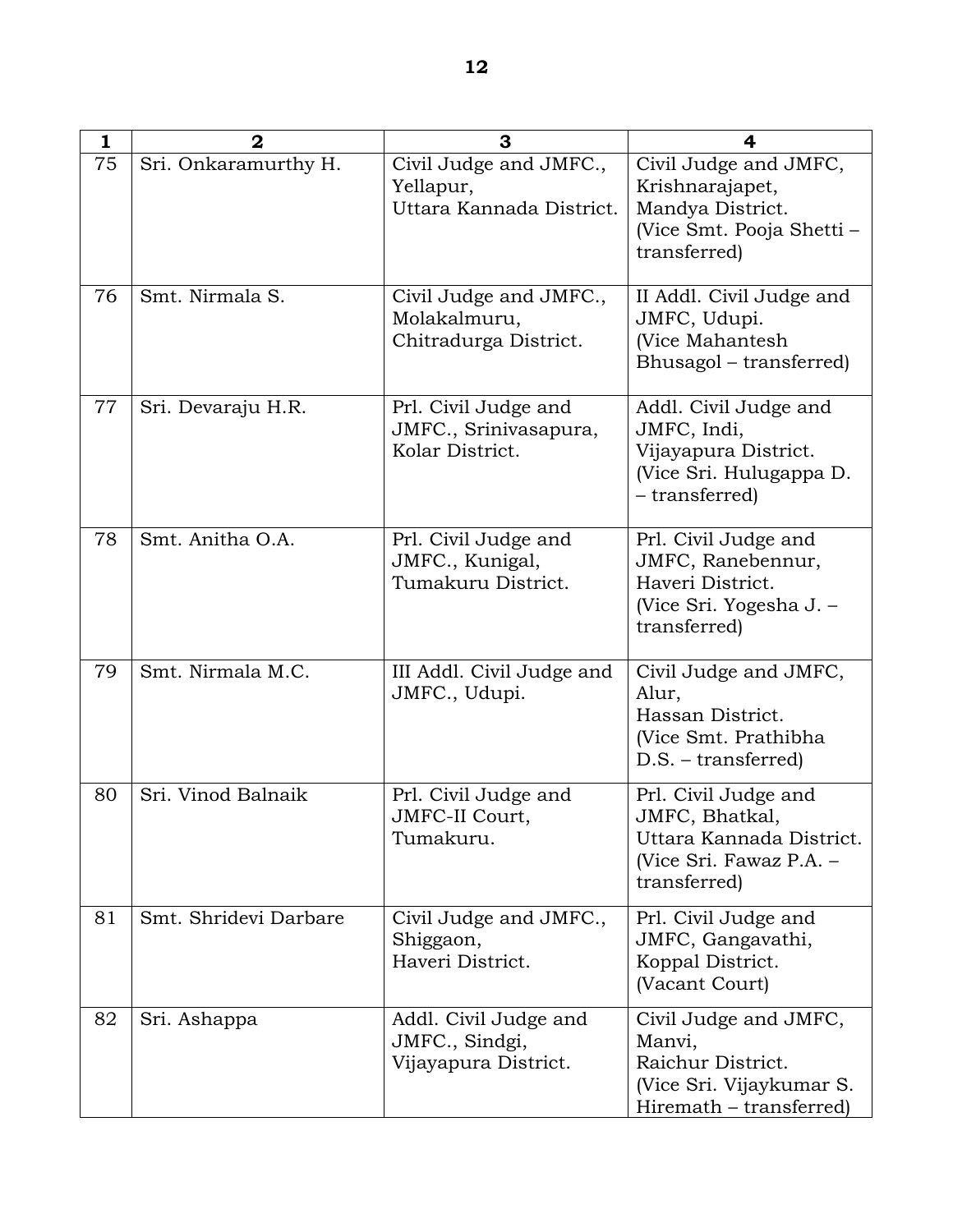| 1 | 2 | 3 | 4 |
|---|---|---|---|
| 75 | Sri. Onkaramurthy H. | Civil Judge and JMFC., Yellapur, Uttara Kannada District. | Civil Judge and JMFC, Krishnarajapet, Mandya District. (Vice Smt. Pooja Shetti – transferred) |
| 76 | Smt. Nirmala S. | Civil Judge and JMFC., Molakalmuru, Chitradurga District. | II Addl. Civil Judge and JMFC, Udupi. (Vice Mahantesh Bhusagol – transferred) |
| 77 | Sri. Devaraju H.R. | Prl. Civil Judge and JMFC., Srinivasapura, Kolar District. | Addl. Civil Judge and JMFC, Indi, Vijayapura District. (Vice Sri. Hulugappa D. – transferred) |
| 78 | Smt. Anitha O.A. | Prl. Civil Judge and JMFC., Kunigal, Tumakuru District. | Prl. Civil Judge and JMFC, Ranebennur, Haveri District. (Vice Sri. Yogesha J. – transferred) |
| 79 | Smt. Nirmala M.C. | III Addl. Civil Judge and JMFC., Udupi. | Civil Judge and JMFC, Alur, Hassan District. (Vice Smt. Prathibha D.S. – transferred) |
| 80 | Sri. Vinod Balnaik | Prl. Civil Judge and JMFC-II Court, Tumakuru. | Prl. Civil Judge and JMFC, Bhatkal, Uttara Kannada District. (Vice Sri. Fawaz P.A. – transferred) |
| 81 | Smt. Shridevi Darbare | Civil Judge and JMFC., Shiggaon, Haveri District. | Prl. Civil Judge and JMFC, Gangavathi, Koppal District. (Vacant Court) |
| 82 | Sri. Ashappa | Addl. Civil Judge and JMFC., Sindgi, Vijayapura District. | Civil Judge and JMFC, Manvi, Raichur District. (Vice Sri. Vijaykumar S. Hiremath – transferred) |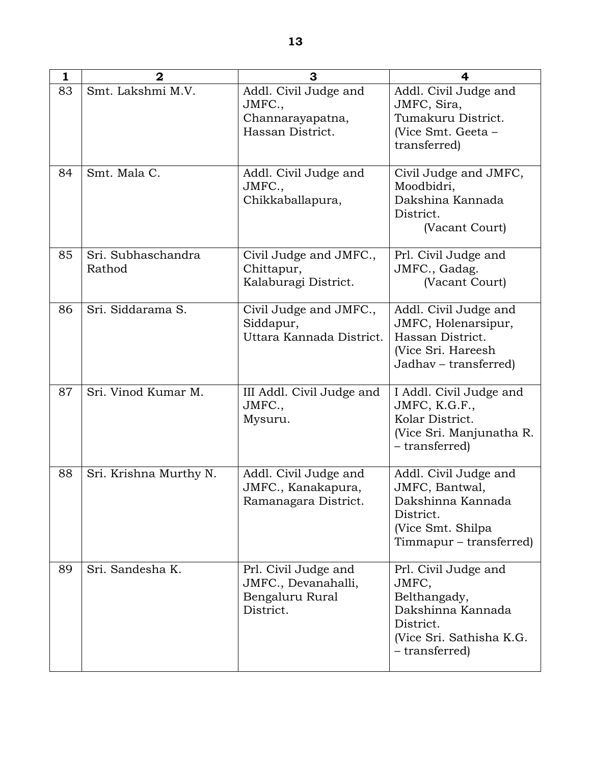| 1 | 2 | 3 | 4 |
|---|---|---|---|
| 83 | Smt. Lakshmi M.V. | Addl. Civil Judge and JMFC., Channarayapatna, Hassan District. | Addl. Civil Judge and JMFC, Sira, Tumakuru District. (Vice Smt. Geeta – transferred) |
| 84 | Smt. Mala C. | Addl. Civil Judge and JMFC., Chikkaballapura, | Civil Judge and JMFC, Moodbidri, Dakshina Kannada District. (Vacant Court) |
| 85 | Sri. Subhaschandra Rathod | Civil Judge and JMFC., Chittapur, Kalaburagi District. | Prl. Civil Judge and JMFC., Gadag. (Vacant Court) |
| 86 | Sri. Siddarama S. | Civil Judge and JMFC., Siddapur, Uttara Kannada District. | Addl. Civil Judge and JMFC, Holenarsipur, Hassan District. (Vice Sri. Hareesh Jadhav – transferred) |
| 87 | Sri. Vinod Kumar M. | III Addl. Civil Judge and JMFC., Mysuru. | I Addl. Civil Judge and JMFC, K.G.F., Kolar District. (Vice Sri. Manjunatha R. – transferred) |
| 88 | Sri. Krishna Murthy N. | Addl. Civil Judge and JMFC., Kanakapura, Ramanagara District. | Addl. Civil Judge and JMFC, Bantwal, Dakshinna Kannada District. (Vice Smt. Shilpa Timmapur – transferred) |
| 89 | Sri. Sandesha K. | Prl. Civil Judge and JMFC., Devanahalli, Bengaluru Rural District. | Prl. Civil Judge and JMFC, Belthangady, Dakshinna Kannada District. (Vice Sri. Sathisha K.G. – transferred) |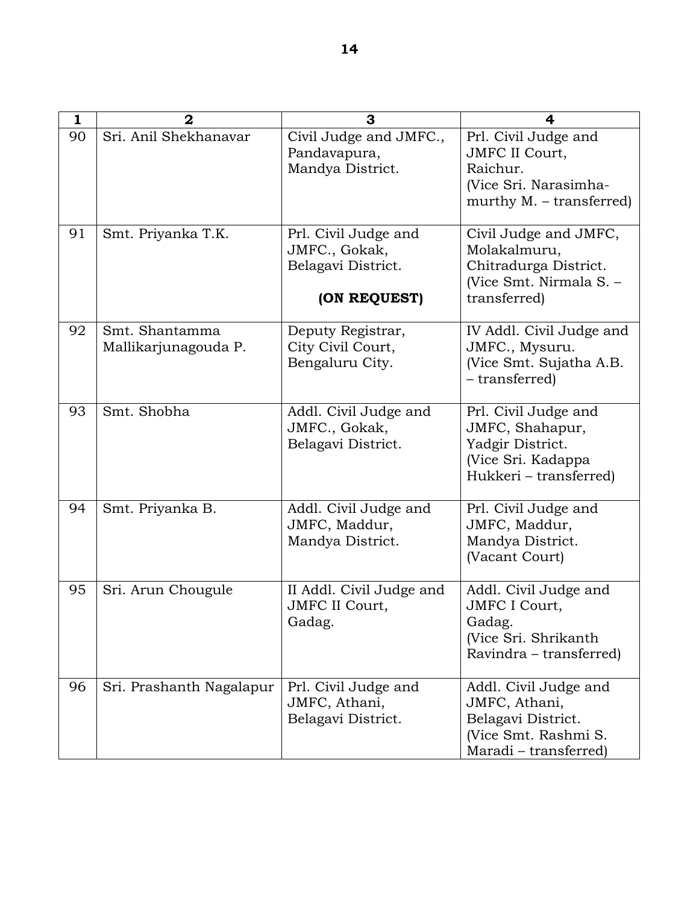| 1 | 2 | 3 | 4 |
|---|---|---|---|
| 90 | Sri. Anil Shekhanavar | Civil Judge and JMFC., Pandavapura, Mandya District. | Prl. Civil Judge and JMFC II Court, Raichur. (Vice Sri. Narasimha-murthy M. – transferred) |
| 91 | Smt. Priyanka T.K. | Prl. Civil Judge and JMFC., Gokak, Belagavi District. **(ON REQUEST)** | Civil Judge and JMFC, Molakalmuru, Chitradurga District. (Vice Smt. Nirmala S. – transferred) |
| 92 | Smt. Shantamma Mallikarjunagouda P. | Deputy Registrar, City Civil Court, Bengaluru City. | IV Addl. Civil Judge and JMFC., Mysuru. (Vice Smt. Sujatha A.B. – transferred) |
| 93 | Smt. Shobha | Addl. Civil Judge and JMFC., Gokak, Belagavi District. | Prl. Civil Judge and JMFC, Shahapur, Yadgir District. (Vice Sri. Kadappa Hukkeri – transferred) |
| 94 | Smt. Priyanka B. | Addl. Civil Judge and JMFC, Maddur, Mandya District. | Prl. Civil Judge and JMFC, Maddur, Mandya District. (Vacant Court) |
| 95 | Sri. Arun Chougule | II Addl. Civil Judge and JMFC II Court, Gadag. | Addl. Civil Judge and JMFC I Court, Gadag. (Vice Sri. Shrikanth Ravindra – transferred) |
| 96 | Sri. Prashanth Nagalapur | Prl. Civil Judge and JMFC, Athani, Belagavi District. | Addl. Civil Judge and JMFC, Athani, Belagavi District. (Vice Smt. Rashmi S. Maradi – transferred) |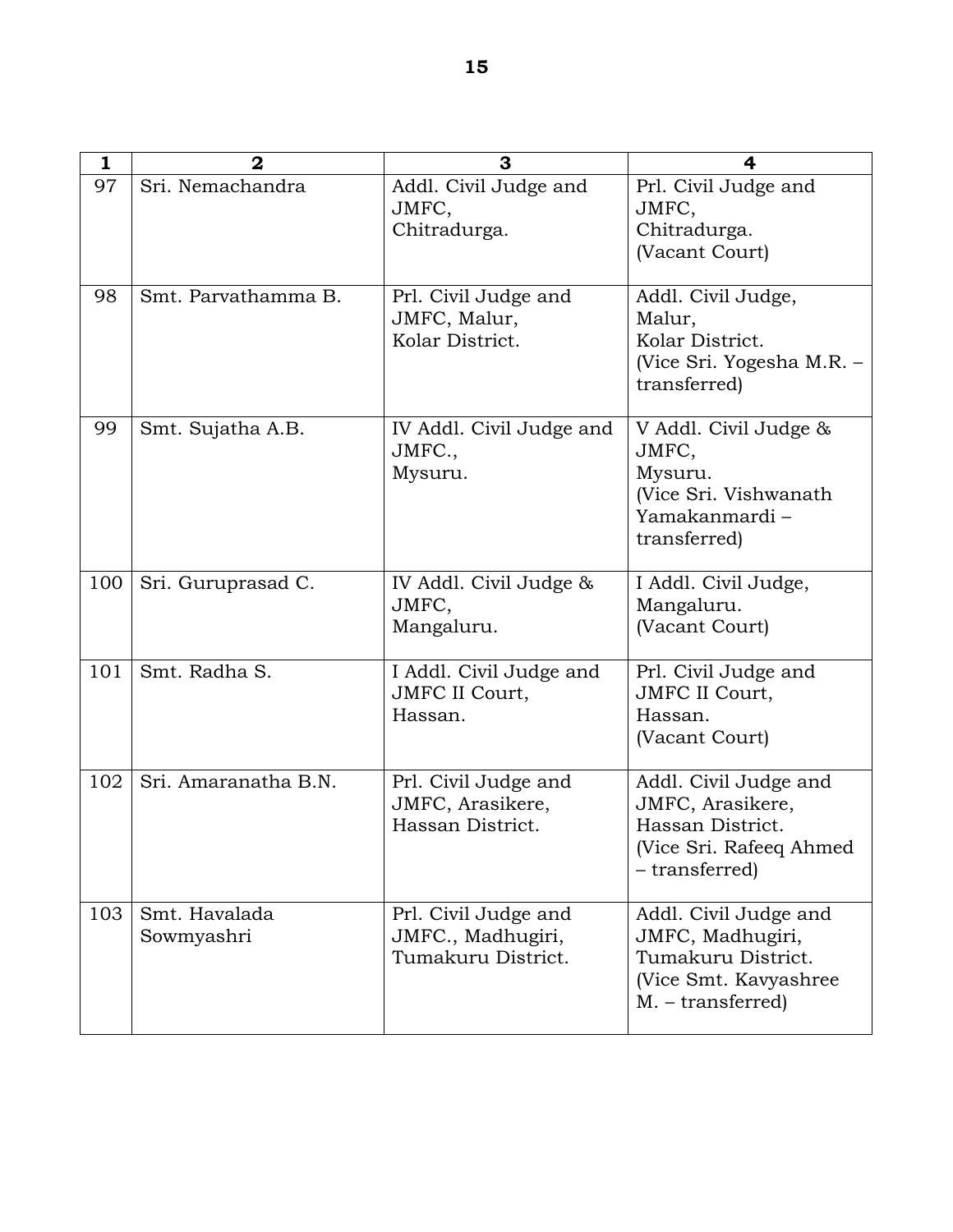| 1 | 2 | 3 | 4 |
|---|---|---|---|
| 97 | Sri. Nemachandra | Addl. Civil Judge and JMFC, Chitradurga. | Prl. Civil Judge and JMFC, Chitradurga. (Vacant Court) |
| 98 | Smt. Parvathamma B. | Prl. Civil Judge and JMFC, Malur, Kolar District. | Addl. Civil Judge, Malur, Kolar District. (Vice Sri. Yogesha M.R. – transferred) |
| 99 | Smt. Sujatha A.B. | IV Addl. Civil Judge and JMFC., Mysuru. | V Addl. Civil Judge & JMFC, Mysuru. (Vice Sri. Vishwanath Yamakanmardi – transferred) |
| 100 | Sri. Guruprasad C. | IV Addl. Civil Judge & JMFC, Mangaluru. | I Addl. Civil Judge, Mangaluru. (Vacant Court) |
| 101 | Smt. Radha S. | I Addl. Civil Judge and JMFC II Court, Hassan. | Prl. Civil Judge and JMFC II Court, Hassan. (Vacant Court) |
| 102 | Sri. Amaranatha B.N. | Prl. Civil Judge and JMFC, Arasikere, Hassan District. | Addl. Civil Judge and JMFC, Arasikere, Hassan District. (Vice Sri. Rafeeq Ahmed – transferred) |
| 103 | Smt. Havalada Sowmyashri | Prl. Civil Judge and JMFC., Madhugiri, Tumakuru District. | Addl. Civil Judge and JMFC, Madhugiri, Tumakuru District. (Vice Smt. Kavyashree M. – transferred) |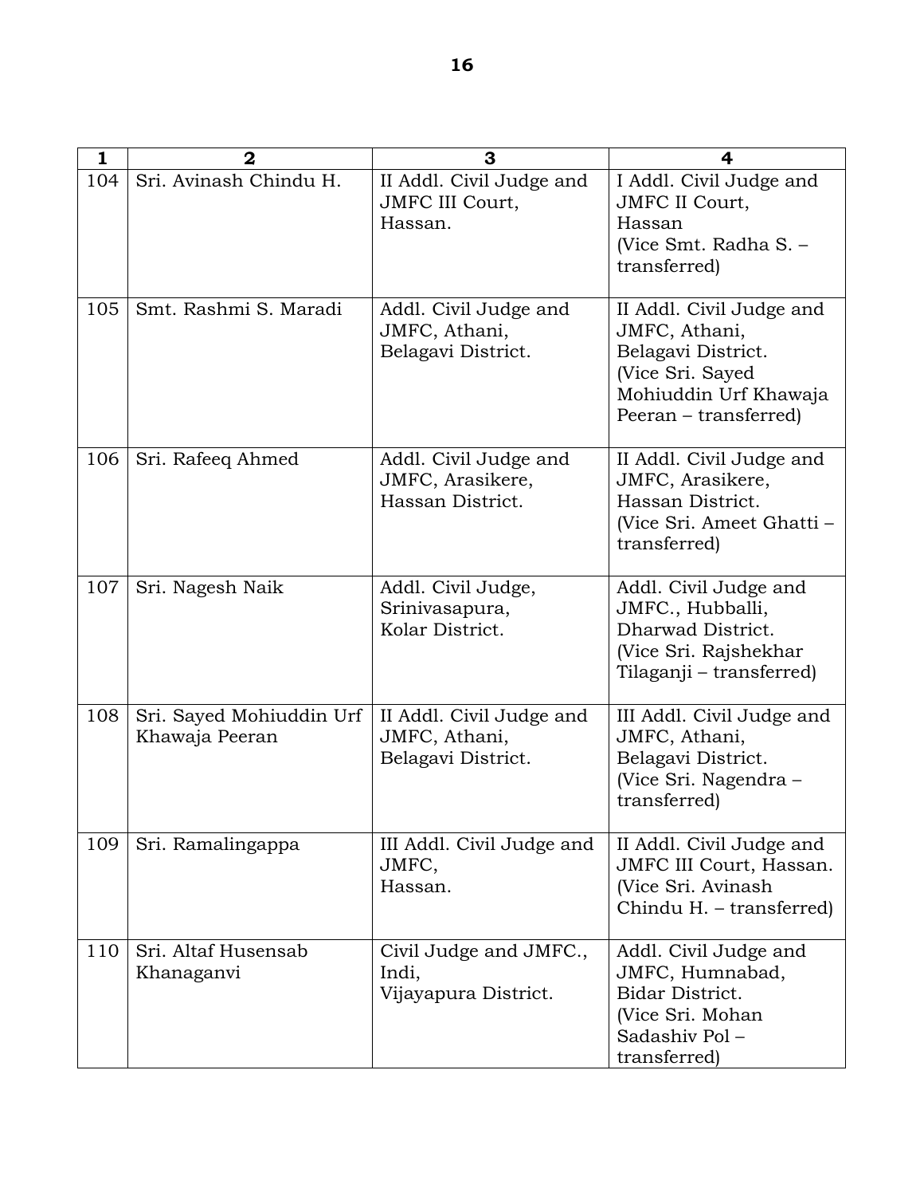| 1 | 2 | 3 | 4 |
|---|---|---|---|
| 104 | Sri. Avinash Chindu H. | II Addl. Civil Judge and JMFC III Court, Hassan. | I Addl. Civil Judge and JMFC II Court, Hassan (Vice Smt. Radha S. – transferred) |
| 105 | Smt. Rashmi S. Maradi | Addl. Civil Judge and JMFC, Athani, Belagavi District. | II Addl. Civil Judge and JMFC, Athani, Belagavi District. (Vice Sri. Sayed Mohiuddin Urf Khawaja Peeran – transferred) |
| 106 | Sri. Rafeeq Ahmed | Addl. Civil Judge and JMFC, Arasikere, Hassan District. | II Addl. Civil Judge and JMFC, Arasikere, Hassan District. (Vice Sri. Ameet Ghatti – transferred) |
| 107 | Sri. Nagesh Naik | Addl. Civil Judge, Srinivasapura, Kolar District. | Addl. Civil Judge and JMFC., Hubballi, Dharwad District. (Vice Sri. Rajshekhar Tilaganji – transferred) |
| 108 | Sri. Sayed Mohiuddin Urf Khawaja Peeran | II Addl. Civil Judge and JMFC, Athani, Belagavi District. | III Addl. Civil Judge and JMFC, Athani, Belagavi District. (Vice Sri. Nagendra – transferred) |
| 109 | Sri. Ramalingappa | III Addl. Civil Judge and JMFC, Hassan. | II Addl. Civil Judge and JMFC III Court, Hassan. (Vice Sri. Avinash Chindu H. – transferred) |
| 110 | Sri. Altaf Husensab Khanaganvi | Civil Judge and JMFC., Indi, Vijayapura District. | Addl. Civil Judge and JMFC, Humnabad, Bidar District. (Vice Sri. Mohan Sadashiv Pol – transferred) |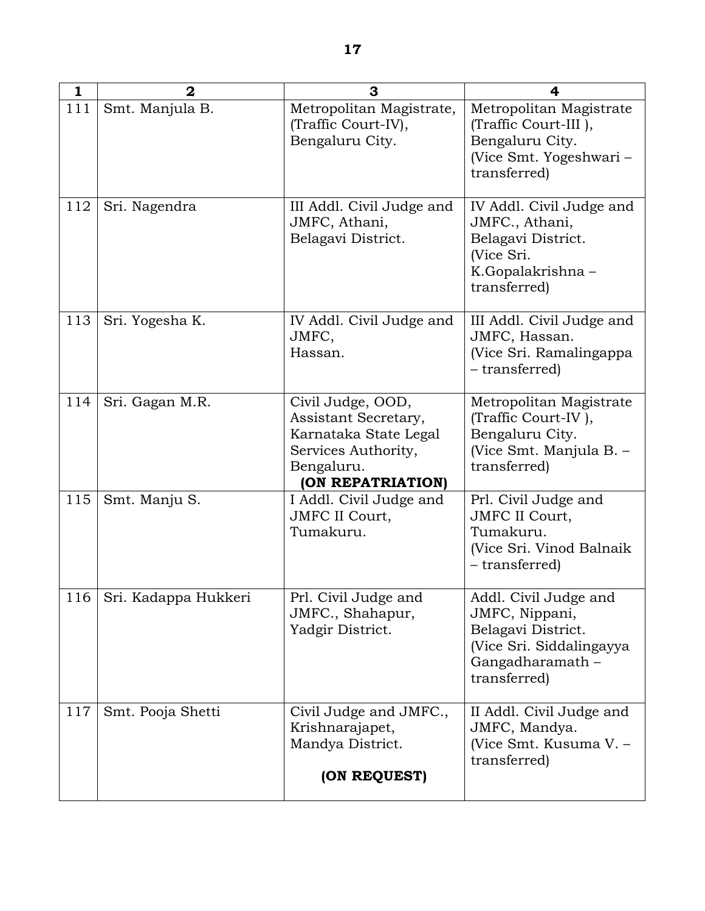| 1 | 2 | 3 | 4 |
|---|---|---|---|
| 111 | Smt. Manjula B. | Metropolitan Magistrate, (Traffic Court-IV), Bengaluru City. | Metropolitan Magistrate (Traffic Court-III ), Bengaluru City. (Vice Smt. Yogeshwari – transferred) |
| 112 | Sri. Nagendra | III Addl. Civil Judge and JMFC, Athani, Belagavi District. | IV Addl. Civil Judge and JMFC., Athani, Belagavi District. (Vice Sri. K.Gopalakrishna – transferred) |
| 113 | Sri. Yogesha K. | IV Addl. Civil Judge and JMFC, Hassan. | III Addl. Civil Judge and JMFC, Hassan. (Vice Sri. Ramalingappa – transferred) |
| 114 | Sri. Gagan M.R. | Civil Judge, OOD, Assistant Secretary, Karnataka State Legal Services Authority, Bengaluru. **(ON REPATRIATION)** | Metropolitan Magistrate (Traffic Court-IV ), Bengaluru City. (Vice Smt. Manjula B. – transferred) |
| 115 | Smt. Manju S. | I Addl. Civil Judge and JMFC II Court, Tumakuru. | Prl. Civil Judge and JMFC II Court, Tumakuru. (Vice Sri. Vinod Balnaik – transferred) |
| 116 | Sri. Kadappa Hukkeri | Prl. Civil Judge and JMFC., Shahapur, Yadgir District. | Addl. Civil Judge and JMFC, Nippani, Belagavi District. (Vice Sri. Siddalingayya Gangadharamath – transferred) |
| 117 | Smt. Pooja Shetti | Civil Judge and JMFC., Krishnarajapet, Mandya District. **(ON REQUEST)** | II Addl. Civil Judge and JMFC, Mandya. (Vice Smt. Kusuma V. – transferred) |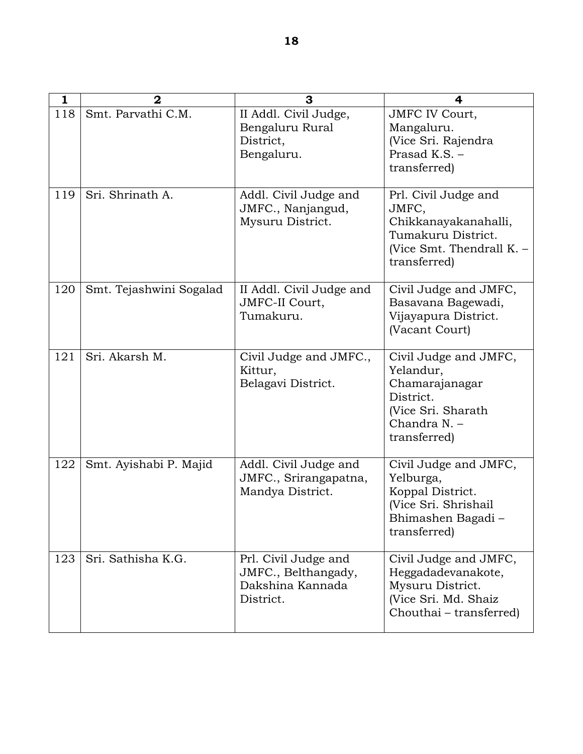| 1 | 2 | 3 | 4 |
|---|---|---|---|
| 118 | Smt. Parvathi C.M. | II Addl. Civil Judge, Bengaluru Rural District, Bengaluru. | JMFC IV Court, Mangaluru. (Vice Sri. Rajendra Prasad K.S. – transferred) |
| 119 | Sri. Shrinath A. | Addl. Civil Judge and JMFC., Nanjangud, Mysuru District. | Prl. Civil Judge and JMFC, Chikkanayakanahalli, Tumakuru District. (Vice Smt. Thendrall K. – transferred) |
| 120 | Smt. Tejashwini Sogalad | II Addl. Civil Judge and JMFC-II Court, Tumakuru. | Civil Judge and JMFC, Basavana Bagewadi, Vijayapura District. (Vacant Court) |
| 121 | Sri. Akarsh M. | Civil Judge and JMFC., Kittur, Belagavi District. | Civil Judge and JMFC, Yelandur, Chamarajanagar District. (Vice Sri. Sharath Chandra N. – transferred) |
| 122 | Smt. Ayishabi P. Majid | Addl. Civil Judge and JMFC., Srirangapatna, Mandya District. | Civil Judge and JMFC, Yelburga, Koppal District. (Vice Sri. Shrishail Bhimashen Bagadi – transferred) |
| 123 | Sri. Sathisha K.G. | Prl. Civil Judge and JMFC., Belthangady, Dakshina Kannada District. | Civil Judge and JMFC, Heggadadevanakote, Mysuru District. (Vice Sri. Md. Shaiz Chouthai – transferred) |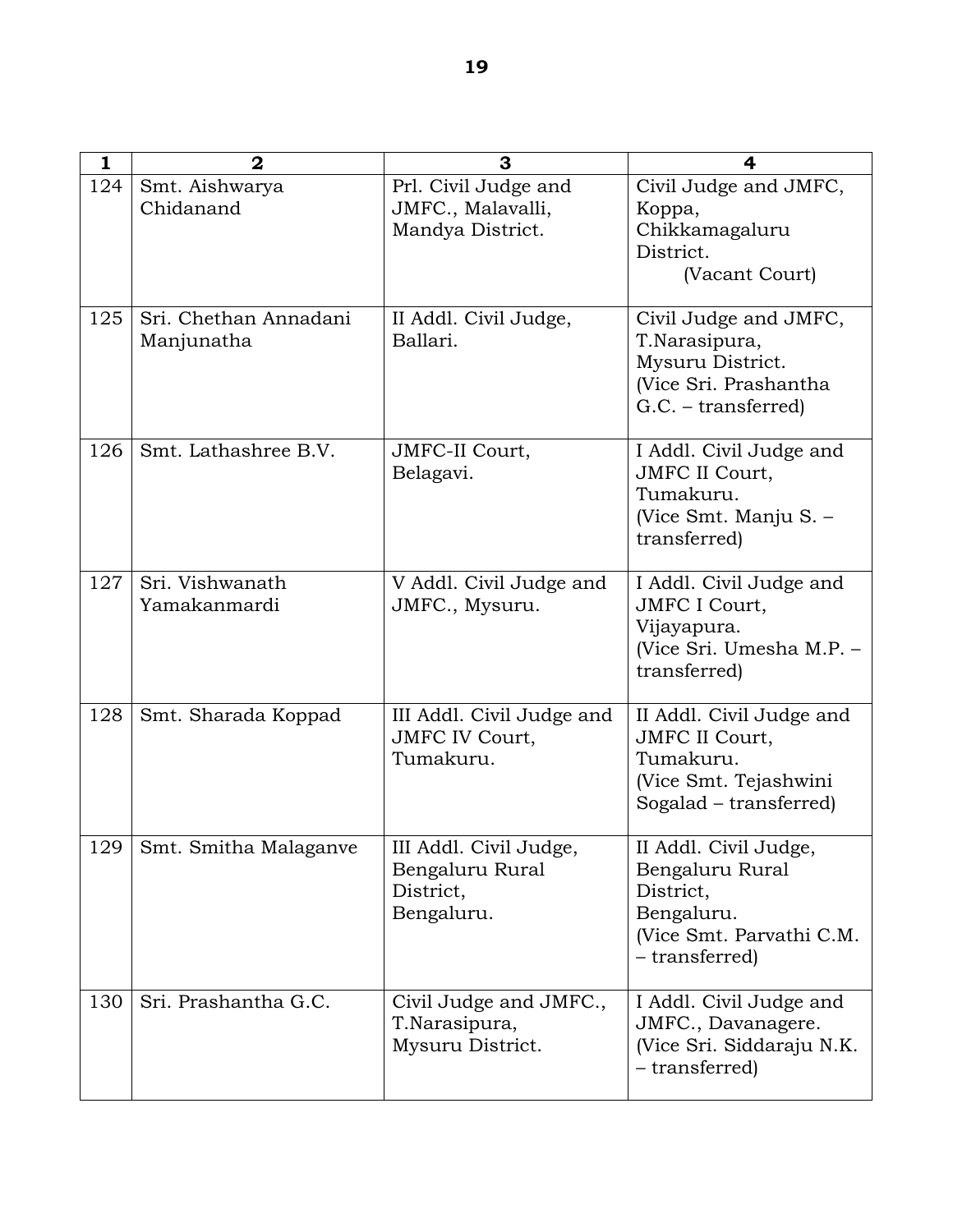| 1 | 2 | 3 | 4 |
|---|---|---|---|
| 124 | Smt. Aishwarya Chidanand | Prl. Civil Judge and JMFC., Malavalli, Mandya District. | Civil Judge and JMFC, Koppa, Chikkamagaluru District. (Vacant Court) |
| 125 | Sri. Chethan Annadani Manjunatha | II Addl. Civil Judge, Ballari. | Civil Judge and JMFC, T.Narasipura, Mysuru District. (Vice Sri. Prashantha G.C. – transferred) |
| 126 | Smt. Lathashree B.V. | JMFC-II Court, Belagavi. | I Addl. Civil Judge and JMFC II Court, Tumakuru. (Vice Smt. Manju S. – transferred) |
| 127 | Sri. Vishwanath Yamakanmardi | V Addl. Civil Judge and JMFC., Mysuru. | I Addl. Civil Judge and JMFC I Court, Vijayapura. (Vice Sri. Umesha M.P. – transferred) |
| 128 | Smt. Sharada Koppad | III Addl. Civil Judge and JMFC IV Court, Tumakuru. | II Addl. Civil Judge and JMFC II Court, Tumakuru. (Vice Smt. Tejashwini Sogalad – transferred) |
| 129 | Smt. Smitha Malaganve | III Addl. Civil Judge, Bengaluru Rural District, Bengaluru. | II Addl. Civil Judge, Bengaluru Rural District, Bengaluru. (Vice Smt. Parvathi C.M. – transferred) |
| 130 | Sri. Prashantha G.C. | Civil Judge and JMFC., T.Narasipura, Mysuru District. | I Addl. Civil Judge and JMFC., Davanagere. (Vice Sri. Siddaraju N.K. – transferred) |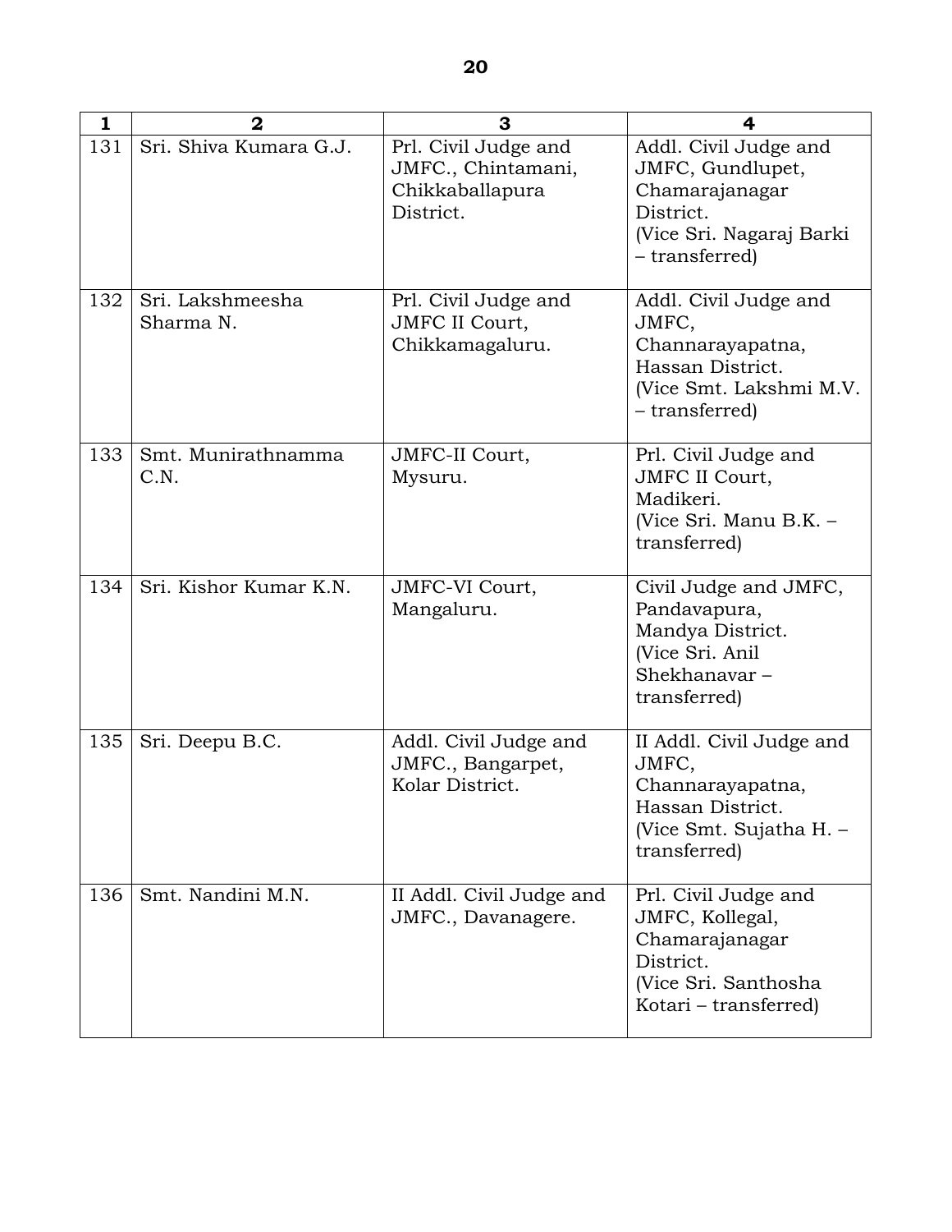| 1 | 2 | 3 | 4 |
|---|---|---|---|
| 131 | Sri. Shiva Kumara G.J. | Prl. Civil Judge and JMFC., Chintamani, Chikkaballapura District. | Addl. Civil Judge and JMFC, Gundlupet, Chamarajanagar District. (Vice Sri. Nagaraj Barki – transferred) |
| 132 | Sri. Lakshmeesha Sharma N. | Prl. Civil Judge and JMFC II Court, Chikkamagaluru. | Addl. Civil Judge and JMFC, Channarayapatna, Hassan District. (Vice Smt. Lakshmi M.V. – transferred) |
| 133 | Smt. Munirathnamma C.N. | JMFC-II Court, Mysuru. | Prl. Civil Judge and JMFC II Court, Madikeri. (Vice Sri. Manu B.K. – transferred) |
| 134 | Sri. Kishor Kumar K.N. | JMFC-VI Court, Mangaluru. | Civil Judge and JMFC, Pandavapura, Mandya District. (Vice Sri. Anil Shekhanavar – transferred) |
| 135 | Sri. Deepu B.C. | Addl. Civil Judge and JMFC., Bangarpet, Kolar District. | II Addl. Civil Judge and JMFC, Channarayapatna, Hassan District. (Vice Smt. Sujatha H. – transferred) |
| 136 | Smt. Nandini M.N. | II Addl. Civil Judge and JMFC., Davanagere. | Prl. Civil Judge and JMFC, Kollegal, Chamarajanagar District. (Vice Sri. Santhosha Kotari – transferred) |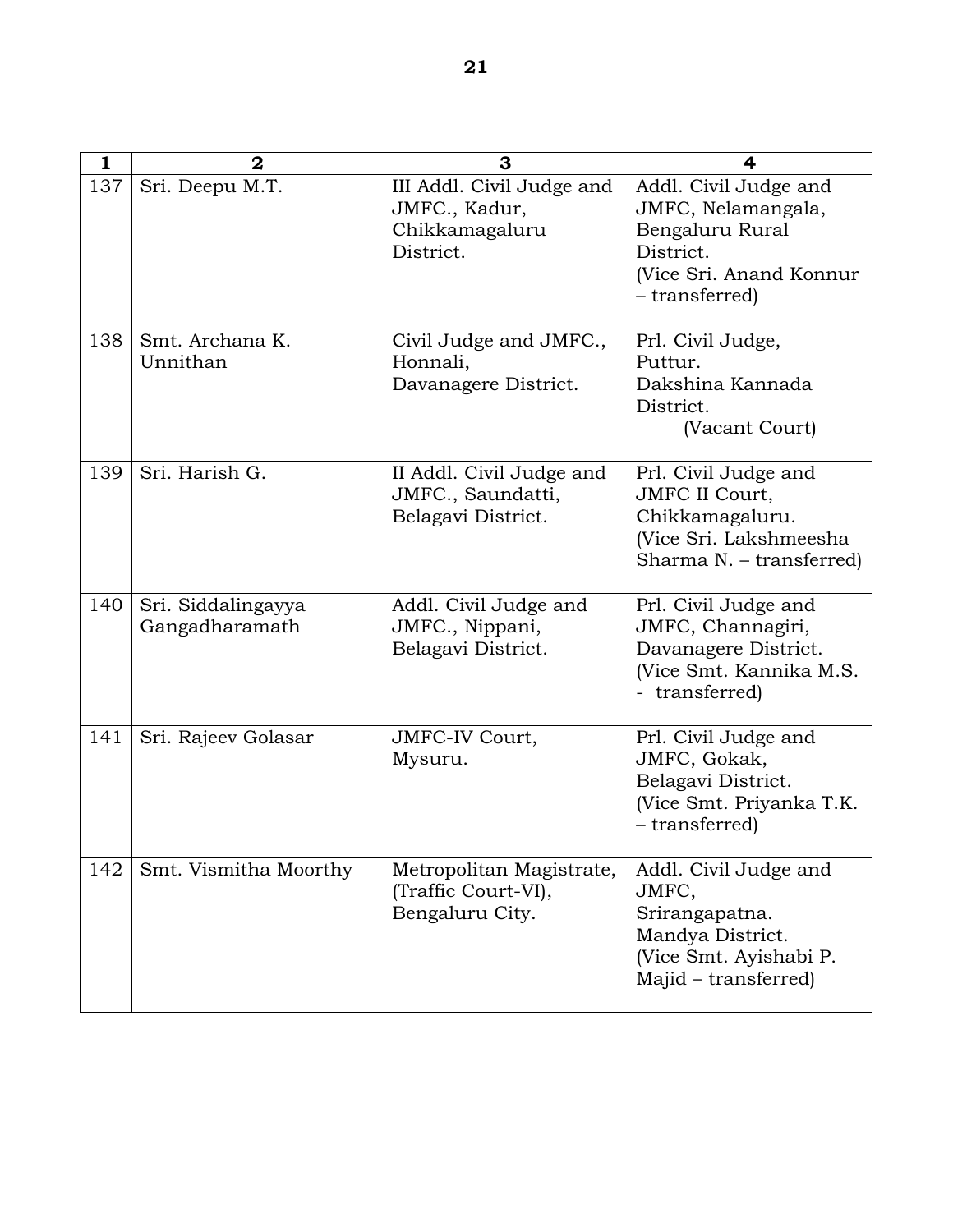| 1 | 2 | 3 | 4 |
|---|---|---|---|
| 137 | Sri. Deepu M.T. | III Addl. Civil Judge and JMFC., Kadur, Chikkamagaluru District. | Addl. Civil Judge and JMFC, Nelamangala, Bengaluru Rural District. (Vice Sri. Anand Konnur – transferred) |
| 138 | Smt. Archana K. Unnithan | Civil Judge and JMFC., Honnali, Davanagere District. | Prl. Civil Judge, Puttur. Dakshina Kannada District. (Vacant Court) |
| 139 | Sri. Harish G. | II Addl. Civil Judge and JMFC., Saundatti, Belagavi District. | Prl. Civil Judge and JMFC II Court, Chikkamagaluru. (Vice Sri. Lakshmeesha Sharma N. – transferred) |
| 140 | Sri. Siddalingayya Gangadharamath | Addl. Civil Judge and JMFC., Nippani, Belagavi District. | Prl. Civil Judge and JMFC, Channagiri, Davanagere District. (Vice Smt. Kannika M.S. - transferred) |
| 141 | Sri. Rajeev Golasar | JMFC-IV Court, Mysuru. | Prl. Civil Judge and JMFC, Gokak, Belagavi District. (Vice Smt. Priyanka T.K. – transferred) |
| 142 | Smt. Vismitha Moorthy | Metropolitan Magistrate, (Traffic Court-VI), Bengaluru City. | Addl. Civil Judge and JMFC, Srirangapatna. Mandya District. (Vice Smt. Ayishabi P. Majid – transferred) |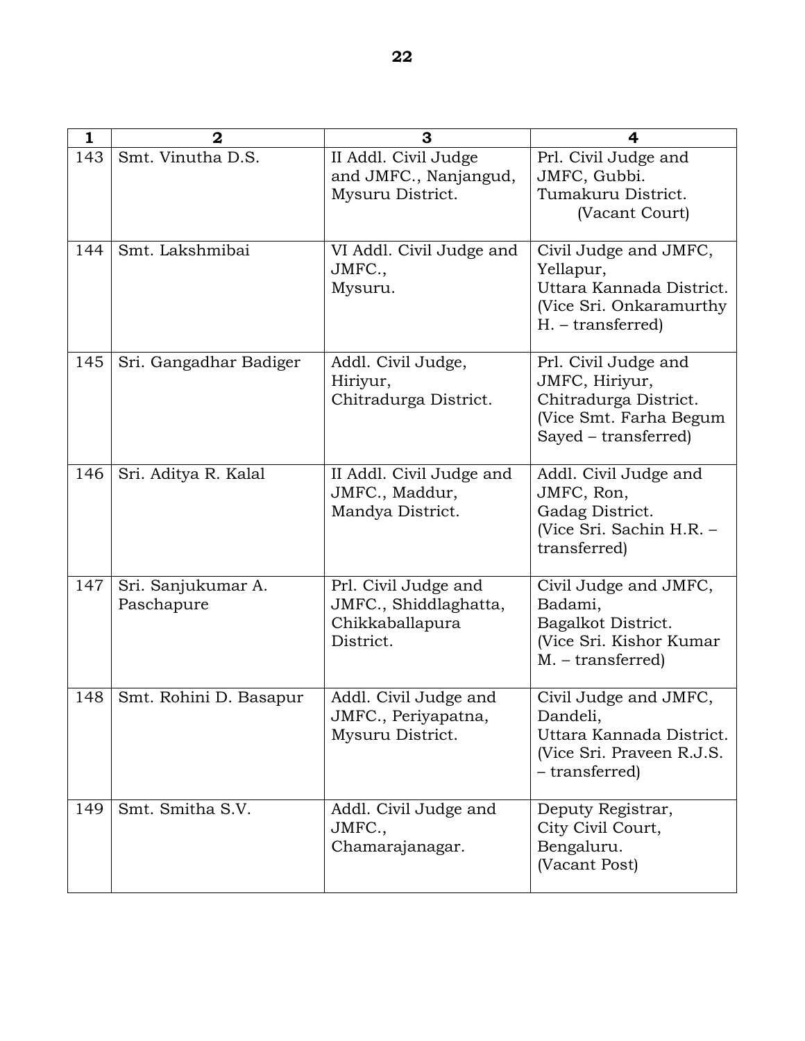| 1 | 2 | 3 | 4 |
|---|---|---|---|
| 143 | Smt. Vinutha D.S. | II Addl. Civil Judge and JMFC., Nanjangud, Mysuru District. | Prl. Civil Judge and JMFC, Gubbi. Tumakuru District. (Vacant Court) |
| 144 | Smt. Lakshmibai | VI Addl. Civil Judge and JMFC., Mysuru. | Civil Judge and JMFC, Yellapur, Uttara Kannada District. (Vice Sri. Onkaramurthy H. – transferred) |
| 145 | Sri. Gangadhar Badiger | Addl. Civil Judge, Hiriyur, Chitradurga District. | Prl. Civil Judge and JMFC, Hiriyur, Chitradurga District. (Vice Smt. Farha Begum Sayed – transferred) |
| 146 | Sri. Aditya R. Kalal | II Addl. Civil Judge and JMFC., Maddur, Mandya District. | Addl. Civil Judge and JMFC, Ron, Gadag District. (Vice Sri. Sachin H.R. – transferred) |
| 147 | Sri. Sanjukumar A. Paschapure | Prl. Civil Judge and JMFC., Shiddlaghatta, Chikkaballapura District. | Civil Judge and JMFC, Badami, Bagalkot District. (Vice Sri. Kishor Kumar M. – transferred) |
| 148 | Smt. Rohini D. Basapur | Addl. Civil Judge and JMFC., Periyapatna, Mysuru District. | Civil Judge and JMFC, Dandeli, Uttara Kannada District. (Vice Sri. Praveen R.J.S. – transferred) |
| 149 | Smt. Smitha S.V. | Addl. Civil Judge and JMFC., Chamarajanagar. | Deputy Registrar, City Civil Court, Bengaluru. (Vacant Post) |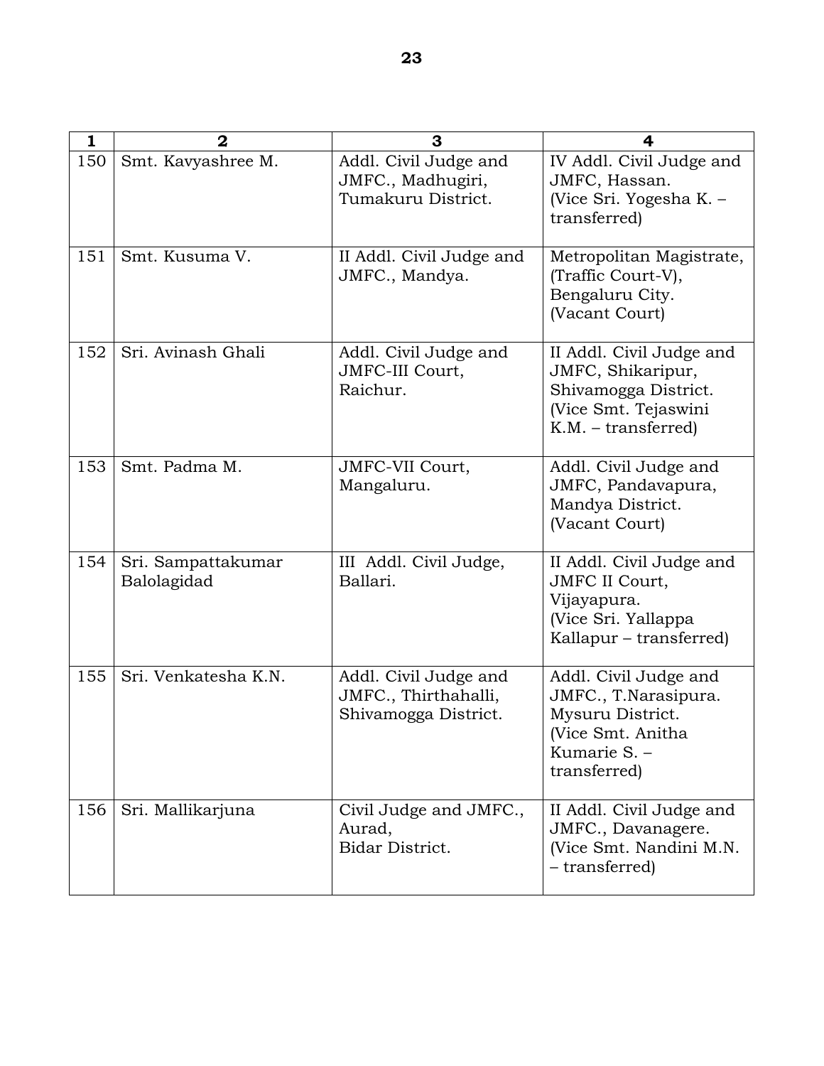| 1 | 2 | 3 | 4 |
|---|---|---|---|
| 150 | Smt. Kavyashree M. | Addl. Civil Judge and JMFC., Madhugiri, Tumakuru District. | IV Addl. Civil Judge and JMFC, Hassan. (Vice Sri. Yogesha K. – transferred) |
| 151 | Smt. Kusuma V. | II Addl. Civil Judge and JMFC., Mandya. | Metropolitan Magistrate, (Traffic Court-V), Bengaluru City. (Vacant Court) |
| 152 | Sri. Avinash Ghali | Addl. Civil Judge and JMFC-III Court, Raichur. | II Addl. Civil Judge and JMFC, Shikaripur, Shivamogga District. (Vice Smt. Tejaswini K.M. – transferred) |
| 153 | Smt. Padma M. | JMFC-VII Court, Mangaluru. | Addl. Civil Judge and JMFC, Pandavapura, Mandya District. (Vacant Court) |
| 154 | Sri. Sampattakumar Balolagidad | III Addl. Civil Judge, Ballari. | II Addl. Civil Judge and JMFC II Court, Vijayapura. (Vice Sri. Yallappa Kallapur – transferred) |
| 155 | Sri. Venkatesha K.N. | Addl. Civil Judge and JMFC., Thirthahalli, Shivamogga District. | Addl. Civil Judge and JMFC., T.Narasipura. Mysuru District. (Vice Smt. Anitha Kumarie S. – transferred) |
| 156 | Sri. Mallikarjuna | Civil Judge and JMFC., Aurad, Bidar District. | II Addl. Civil Judge and JMFC., Davanagere. (Vice Smt. Nandini M.N. – transferred) |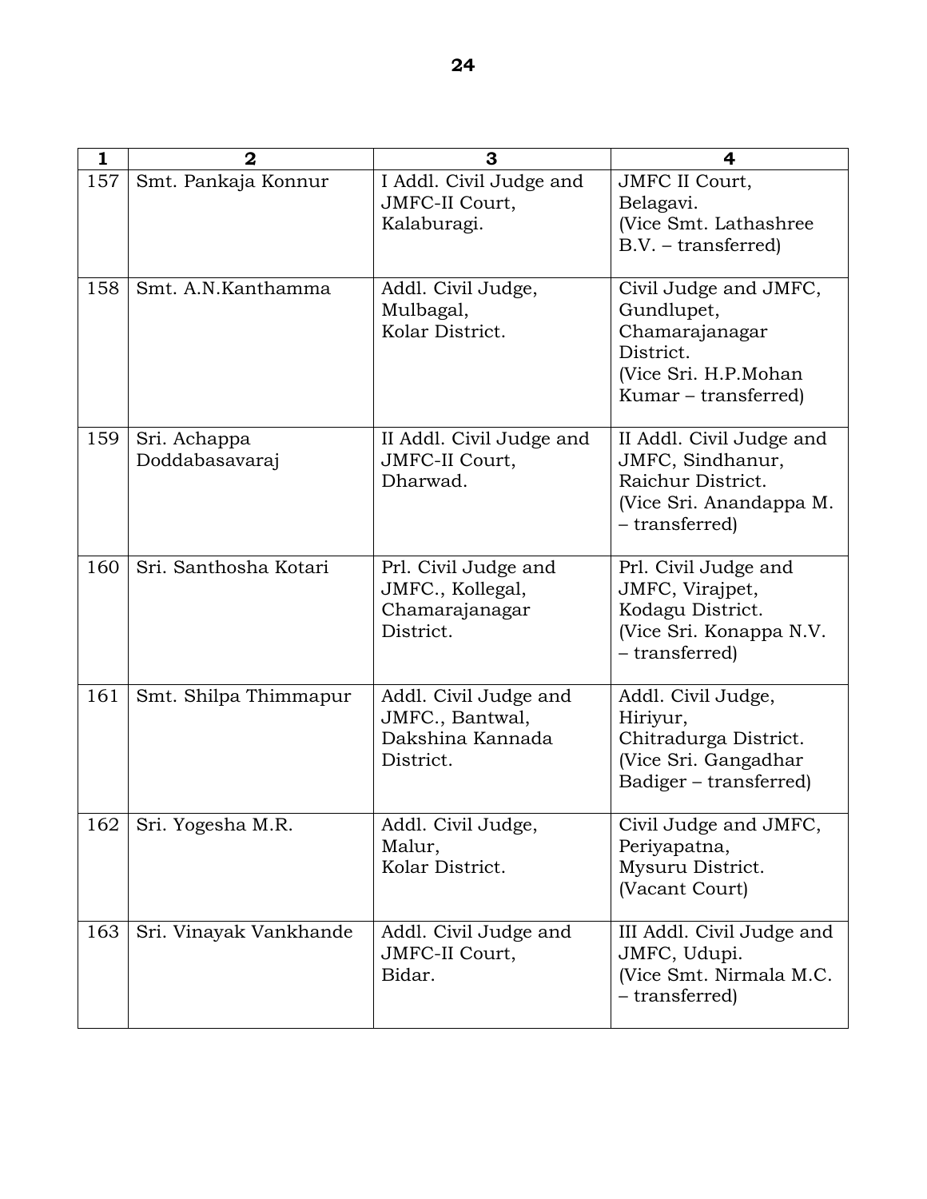| 1 | 2 | 3 | 4 |
|---|---|---|---|
| 157 | Smt. Pankaja Konnur | I Addl. Civil Judge and JMFC-II Court, Kalaburagi. | JMFC II Court, Belagavi. (Vice Smt. Lathashree B.V. – transferred) |
| 158 | Smt. A.N.Kanthamma | Addl. Civil Judge, Mulbagal, Kolar District. | Civil Judge and JMFC, Gundlupet, Chamarajanagar District. (Vice Sri. H.P.Mohan Kumar – transferred) |
| 159 | Sri. Achappa Doddabasavaraj | II Addl. Civil Judge and JMFC-II Court, Dharwad. | II Addl. Civil Judge and JMFC, Sindhanur, Raichur District. (Vice Sri. Anandappa M. – transferred) |
| 160 | Sri. Santhosha Kotari | Prl. Civil Judge and JMFC., Kollegal, Chamarajanagar District. | Prl. Civil Judge and JMFC, Virajpet, Kodagu District. (Vice Sri. Konappa N.V. – transferred) |
| 161 | Smt. Shilpa Thimmapur | Addl. Civil Judge and JMFC., Bantwal, Dakshina Kannada District. | Addl. Civil Judge, Hiriyur, Chitradurga District. (Vice Sri. Gangadhar Badiger – transferred) |
| 162 | Sri. Yogesha M.R. | Addl. Civil Judge, Malur, Kolar District. | Civil Judge and JMFC, Periyapatna, Mysuru District. (Vacant Court) |
| 163 | Sri. Vinayak Vankhande | Addl. Civil Judge and JMFC-II Court, Bidar. | III Addl. Civil Judge and JMFC, Udupi. (Vice Smt. Nirmala M.C. – transferred) |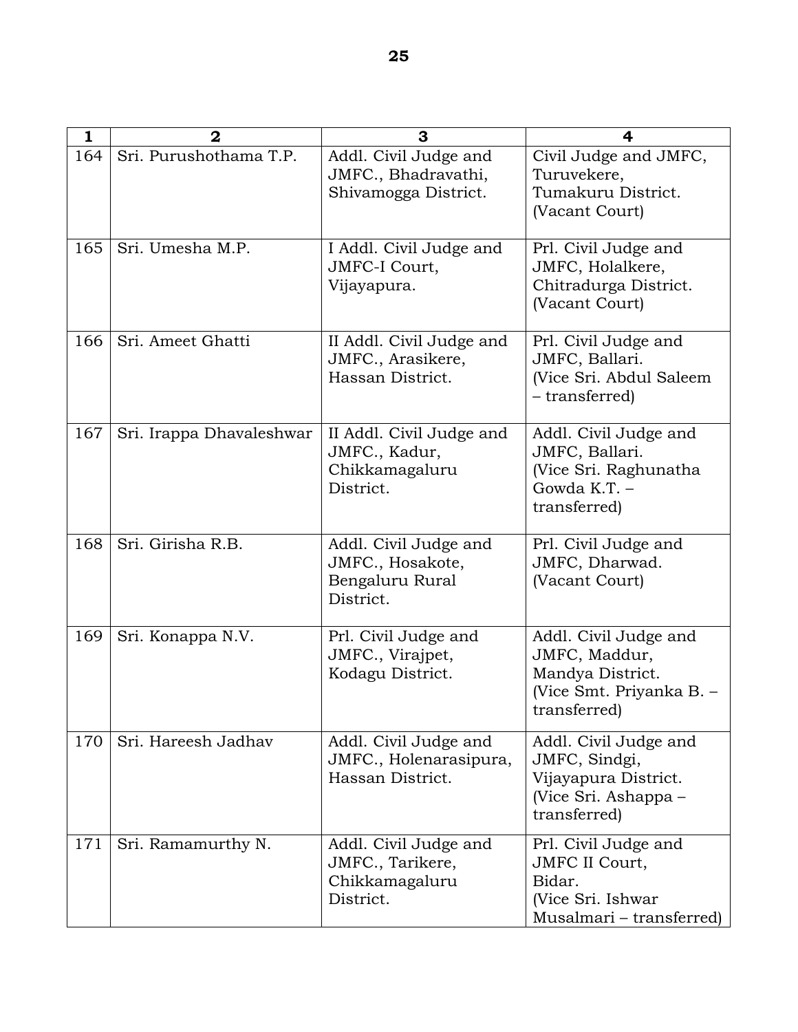| 1 | 2 | 3 | 4 |
|---|---|---|---|
| 164 | Sri. Purushothama T.P. | Addl. Civil Judge and JMFC., Bhadravathi, Shivamogga District. | Civil Judge and JMFC, Turuvekere, Tumakuru District. (Vacant Court) |
| 165 | Sri. Umesha M.P. | I Addl. Civil Judge and JMFC-I Court, Vijayapura. | Prl. Civil Judge and JMFC, Holalkere, Chitradurga District. (Vacant Court) |
| 166 | Sri. Ameet Ghatti | II Addl. Civil Judge and JMFC., Arasikere, Hassan District. | Prl. Civil Judge and JMFC, Ballari. (Vice Sri. Abdul Saleem – transferred) |
| 167 | Sri. Irappa Dhavaleshwar | II Addl. Civil Judge and JMFC., Kadur, Chikkamagaluru District. | Addl. Civil Judge and JMFC, Ballari. (Vice Sri. Raghunatha Gowda K.T. – transferred) |
| 168 | Sri. Girisha R.B. | Addl. Civil Judge and JMFC., Hosakote, Bengaluru Rural District. | Prl. Civil Judge and JMFC, Dharwad. (Vacant Court) |
| 169 | Sri. Konappa N.V. | Prl. Civil Judge and JMFC., Virajpet, Kodagu District. | Addl. Civil Judge and JMFC, Maddur, Mandya District. (Vice Smt. Priyanka B. – transferred) |
| 170 | Sri. Hareesh Jadhav | Addl. Civil Judge and JMFC., Holenarasipura, Hassan District. | Addl. Civil Judge and JMFC, Sindgi, Vijayapura District. (Vice Sri. Ashappa – transferred) |
| 171 | Sri. Ramamurthy N. | Addl. Civil Judge and JMFC., Tarikere, Chikkamagaluru District. | Prl. Civil Judge and JMFC II Court, Bidar. (Vice Sri. Ishwar Musalmari – transferred) |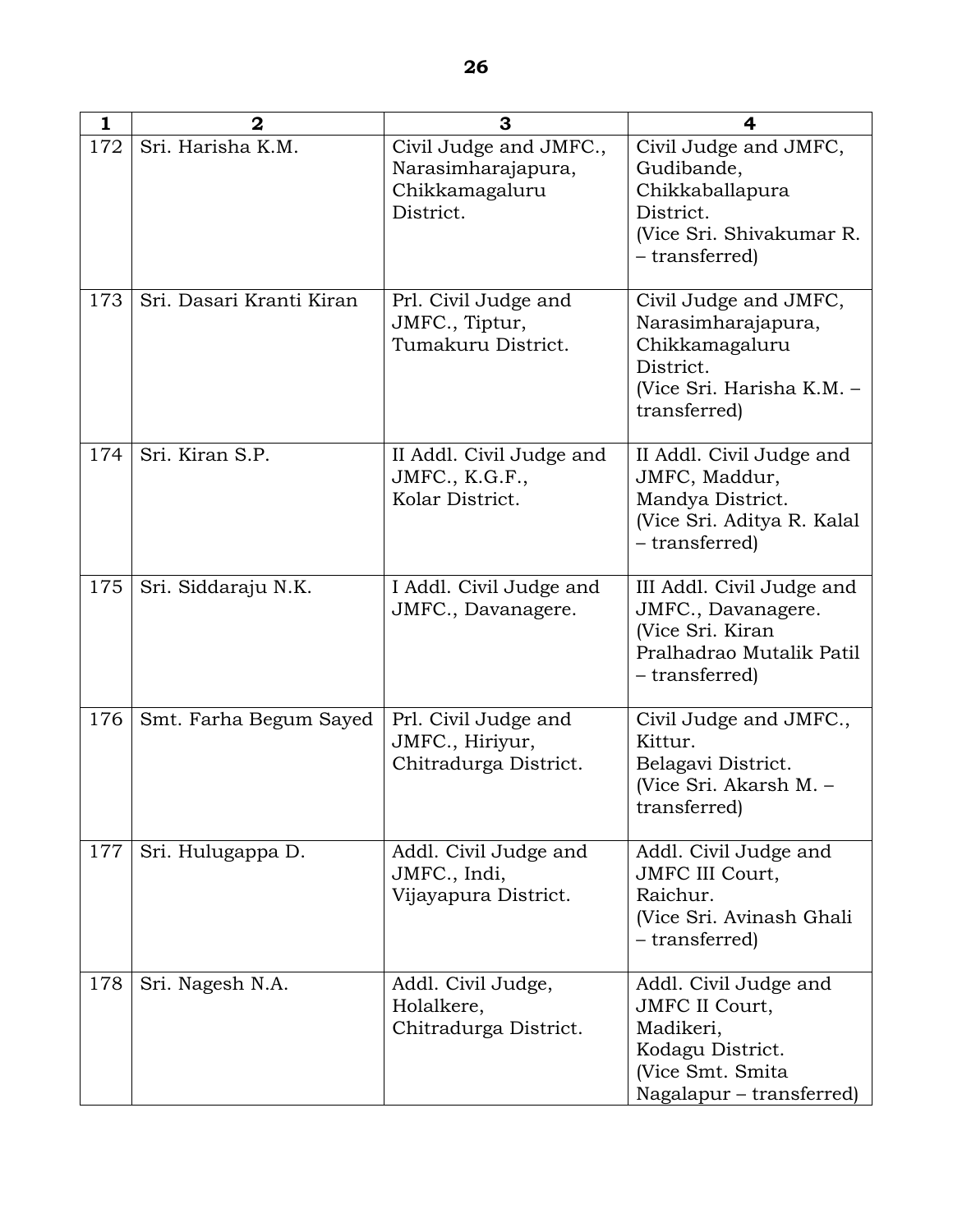| 1 | 2 | 3 | 4 |
|---|---|---|---|
| 172 | Sri. Harisha K.M. | Civil Judge and JMFC., Narasimharajapura, Chikkamagaluru District. | Civil Judge and JMFC, Gudibande, Chikkaballapura District. (Vice Sri. Shivakumar R. – transferred) |
| 173 | Sri. Dasari Kranti Kiran | Prl. Civil Judge and JMFC., Tiptur, Tumakuru District. | Civil Judge and JMFC, Narasimharajapura, Chikkamagaluru District. (Vice Sri. Harisha K.M. – transferred) |
| 174 | Sri. Kiran S.P. | II Addl. Civil Judge and JMFC., K.G.F., Kolar District. | II Addl. Civil Judge and JMFC, Maddur, Mandya District. (Vice Sri. Aditya R. Kalal – transferred) |
| 175 | Sri. Siddaraju N.K. | I Addl. Civil Judge and JMFC., Davanagere. | III Addl. Civil Judge and JMFC., Davanagere. (Vice Sri. Kiran Pralhadrao Mutalik Patil – transferred) |
| 176 | Smt. Farha Begum Sayed | Prl. Civil Judge and JMFC., Hiriyur, Chitradurga District. | Civil Judge and JMFC., Kittur. Belagavi District. (Vice Sri. Akarsh M. – transferred) |
| 177 | Sri. Hulugappa D. | Addl. Civil Judge and JMFC., Indi, Vijayapura District. | Addl. Civil Judge and JMFC III Court, Raichur. (Vice Sri. Avinash Ghali – transferred) |
| 178 | Sri. Nagesh N.A. | Addl. Civil Judge, Holalkere, Chitradurga District. | Addl. Civil Judge and JMFC II Court, Madikeri, Kodagu District. (Vice Smt. Smita Nagalapur – transferred) |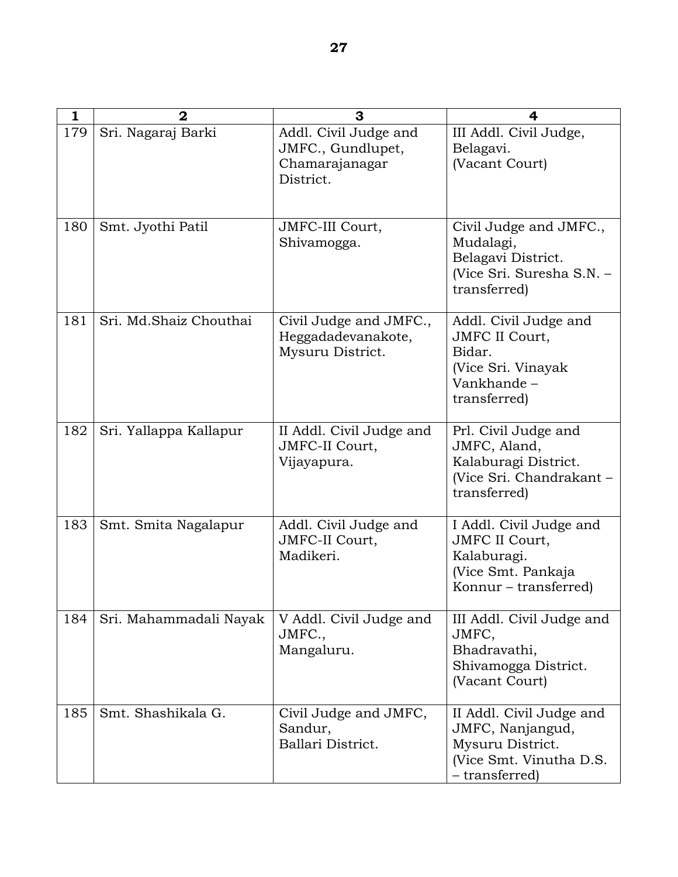| 1 | 2 | 3 | 4 |
|---|---|---|---|
| 179 | Sri. Nagaraj Barki | Addl. Civil Judge and JMFC., Gundlupet, Chamarajanagar District. | III Addl. Civil Judge, Belagavi. (Vacant Court) |
| 180 | Smt. Jyothi Patil | JMFC-III Court, Shivamogga. | Civil Judge and JMFC., Mudalagi, Belagavi District. (Vice Sri. Suresha S.N. – transferred) |
| 181 | Sri. Md.Shaiz Chouthai | Civil Judge and JMFC., Heggadadevanakote, Mysuru District. | Addl. Civil Judge and JMFC II Court, Bidar. (Vice Sri. Vinayak Vankhande – transferred) |
| 182 | Sri. Yallappa Kallapur | II Addl. Civil Judge and JMFC-II Court, Vijayapura. | Prl. Civil Judge and JMFC, Aland, Kalaburagi District. (Vice Sri. Chandrakant – transferred) |
| 183 | Smt. Smita Nagalapur | Addl. Civil Judge and JMFC-II Court, Madikeri. | I Addl. Civil Judge and JMFC II Court, Kalaburagi. (Vice Smt. Pankaja Konnur – transferred) |
| 184 | Sri. Mahammadali Nayak | V Addl. Civil Judge and JMFC., Mangaluru. | III Addl. Civil Judge and JMFC, Bhadravathi, Shivamogga District. (Vacant Court) |
| 185 | Smt. Shashikala G. | Civil Judge and JMFC, Sandur, Ballari District. | II Addl. Civil Judge and JMFC, Nanjangud, Mysuru District. (Vice Smt. Vinutha D.S. – transferred) |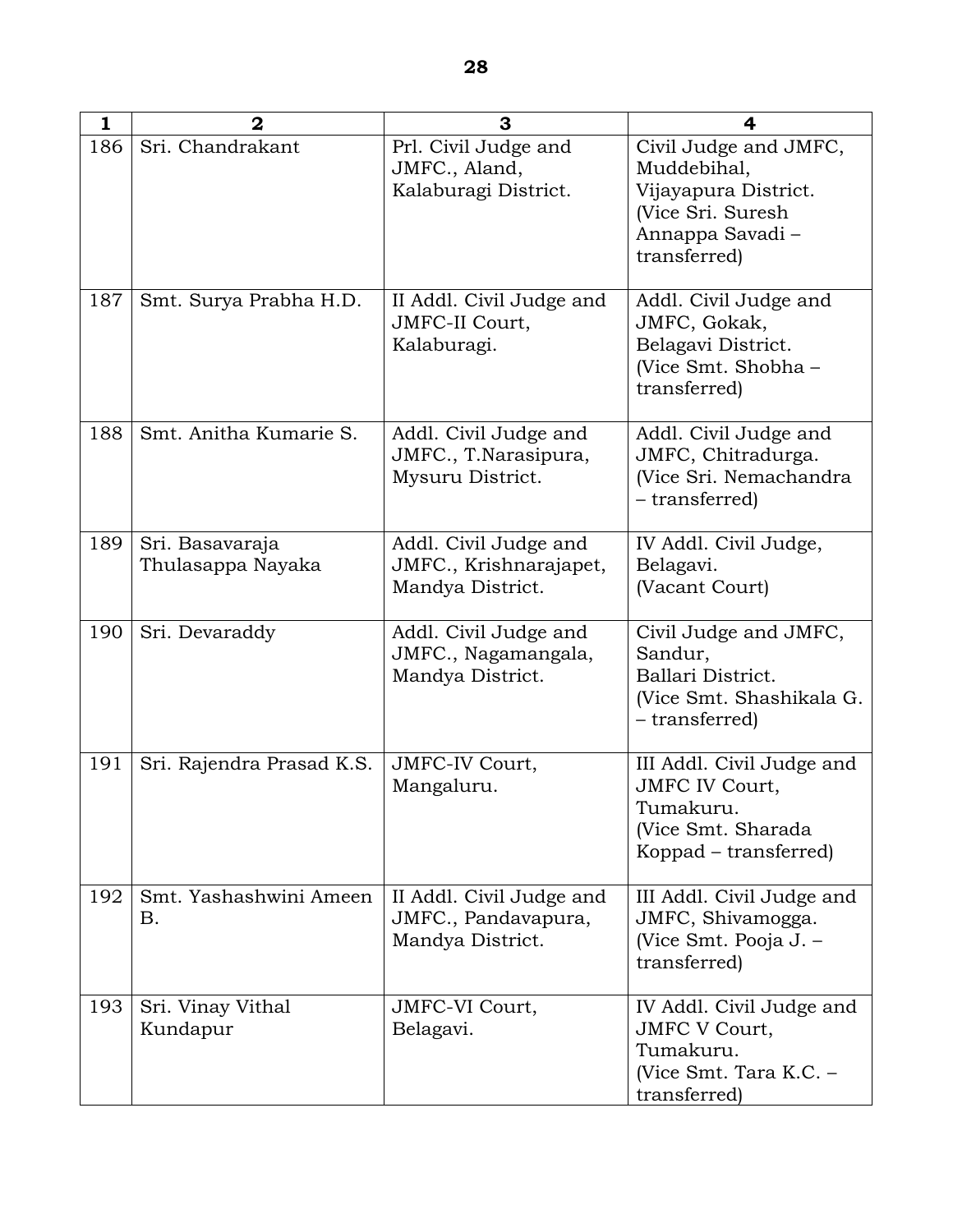| 1 | 2 | 3 | 4 |
|---|---|---|---|
| 186 | Sri. Chandrakant | Prl. Civil Judge and JMFC., Aland, Kalaburagi District. | Civil Judge and JMFC, Muddebihal, Vijayapura District. (Vice Sri. Suresh Annappa Savadi – transferred) |
| 187 | Smt. Surya Prabha H.D. | II Addl. Civil Judge and JMFC-II Court, Kalaburagi. | Addl. Civil Judge and JMFC, Gokak, Belagavi District. (Vice Smt. Shobha – transferred) |
| 188 | Smt. Anitha Kumarie S. | Addl. Civil Judge and JMFC., T.Narasipura, Mysuru District. | Addl. Civil Judge and JMFC, Chitradurga. (Vice Sri. Nemachandra – transferred) |
| 189 | Sri. Basavaraja Thulasappa Nayaka | Addl. Civil Judge and JMFC., Krishnarajapet, Mandya District. | IV Addl. Civil Judge, Belagavi. (Vacant Court) |
| 190 | Sri. Devaraddy | Addl. Civil Judge and JMFC., Nagamangala, Mandya District. | Civil Judge and JMFC, Sandur, Ballari District. (Vice Smt. Shashikala G. – transferred) |
| 191 | Sri. Rajendra Prasad K.S. | JMFC-IV Court, Mangaluru. | III Addl. Civil Judge and JMFC IV Court, Tumakuru. (Vice Smt. Sharada Koppad – transferred) |
| 192 | Smt. Yashashwini Ameen B. | II Addl. Civil Judge and JMFC., Pandavapura, Mandya District. | III Addl. Civil Judge and JMFC, Shivamogga. (Vice Smt. Pooja J. – transferred) |
| 193 | Sri. Vinay Vithal Kundapur | JMFC-VI Court, Belagavi. | IV Addl. Civil Judge and JMFC V Court, Tumakuru. (Vice Smt. Tara K.C. – transferred) |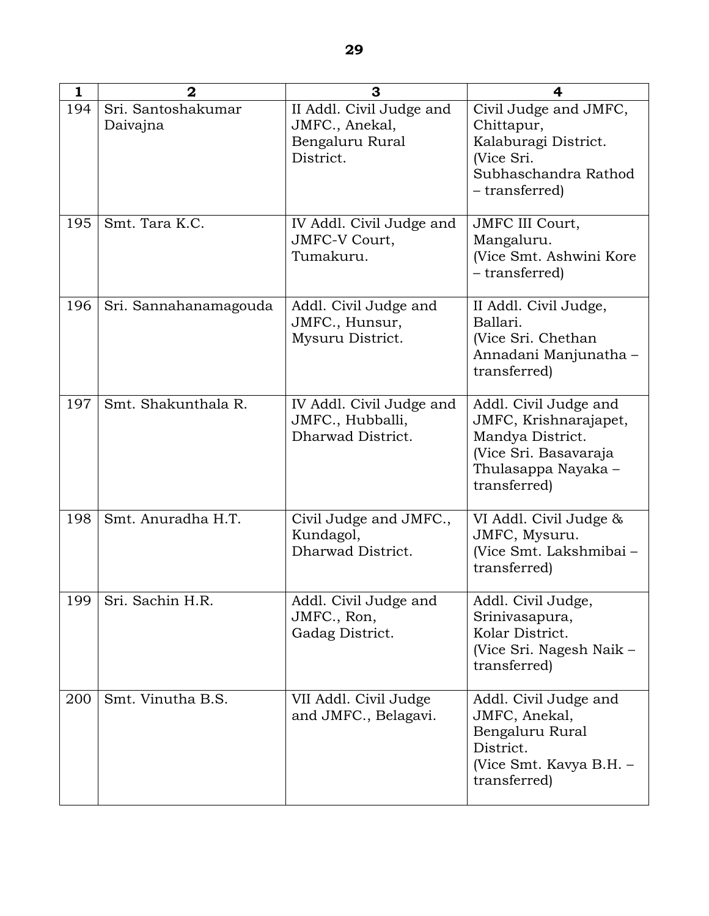| 1 | 2 | 3 | 4 |
|---|---|---|---|
| 194 | Sri. Santoshakumar Daivajna | II Addl. Civil Judge and JMFC., Anekal, Bengaluru Rural District. | Civil Judge and JMFC, Chittapur, Kalaburagi District. (Vice Sri. Subhaschandra Rathod – transferred) |
| 195 | Smt. Tara K.C. | IV Addl. Civil Judge and JMFC-V Court, Tumakuru. | JMFC III Court, Mangaluru. (Vice Smt. Ashwini Kore – transferred) |
| 196 | Sri. Sannahanamagouda | Addl. Civil Judge and JMFC., Hunsur, Mysuru District. | II Addl. Civil Judge, Ballari. (Vice Sri. Chethan Annadani Manjunatha – transferred) |
| 197 | Smt. Shakunthala R. | IV Addl. Civil Judge and JMFC., Hubballi, Dharwad District. | Addl. Civil Judge and JMFC, Krishnarajapet, Mandya District. (Vice Sri. Basavaraja Thulasappa Nayaka – transferred) |
| 198 | Smt. Anuradha H.T. | Civil Judge and JMFC., Kundagol, Dharwad District. | VI Addl. Civil Judge & JMFC, Mysuru. (Vice Smt. Lakshmibai – transferred) |
| 199 | Sri. Sachin H.R. | Addl. Civil Judge and JMFC., Ron, Gadag District. | Addl. Civil Judge, Srinivasapura, Kolar District. (Vice Sri. Nagesh Naik – transferred) |
| 200 | Smt. Vinutha B.S. | VII Addl. Civil Judge and JMFC., Belagavi. | Addl. Civil Judge and JMFC, Anekal, Bengaluru Rural District. (Vice Smt. Kavya B.H. – transferred) |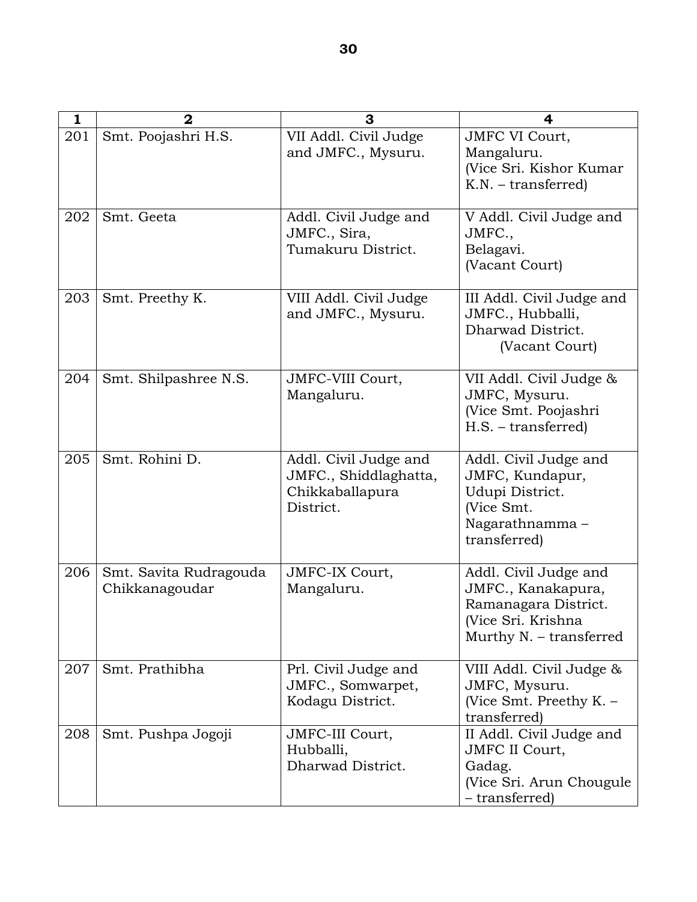| 1 | 2 | 3 | 4 |
|---|---|---|---|
| 201 | Smt. Poojashri H.S. | VII Addl. Civil Judge and JMFC., Mysuru. | JMFC VI Court, Mangaluru. (Vice Sri. Kishor Kumar K.N. – transferred) |
| 202 | Smt. Geeta | Addl. Civil Judge and JMFC., Sira, Tumakuru District. | V Addl. Civil Judge and JMFC., Belagavi. (Vacant Court) |
| 203 | Smt. Preethy K. | VIII Addl. Civil Judge and JMFC., Mysuru. | III Addl. Civil Judge and JMFC., Hubballi, Dharwad District. (Vacant Court) |
| 204 | Smt. Shilpashree N.S. | JMFC-VIII Court, Mangaluru. | VII Addl. Civil Judge & JMFC, Mysuru. (Vice Smt. Poojashri H.S. – transferred) |
| 205 | Smt. Rohini D. | Addl. Civil Judge and JMFC., Shiddlaghatta, Chikkaballapura District. | Addl. Civil Judge and JMFC, Kundapur, Udupi District. (Vice Smt. Nagarathnamma – transferred) |
| 206 | Smt. Savita Rudragouda Chikkanagoudar | JMFC-IX Court, Mangaluru. | Addl. Civil Judge and JMFC., Kanakapura, Ramanagara District. (Vice Sri. Krishna Murthy N. – transferred |
| 207 | Smt. Prathibha | Prl. Civil Judge and JMFC., Somwarpet, Kodagu District. | VIII Addl. Civil Judge & JMFC, Mysuru. (Vice Smt. Preethy K. – transferred) |
| 208 | Smt. Pushpa Jogoji | JMFC-III Court, Hubballi, Dharwad District. | II Addl. Civil Judge and JMFC II Court, Gadag. (Vice Sri. Arun Chougule – transferred) |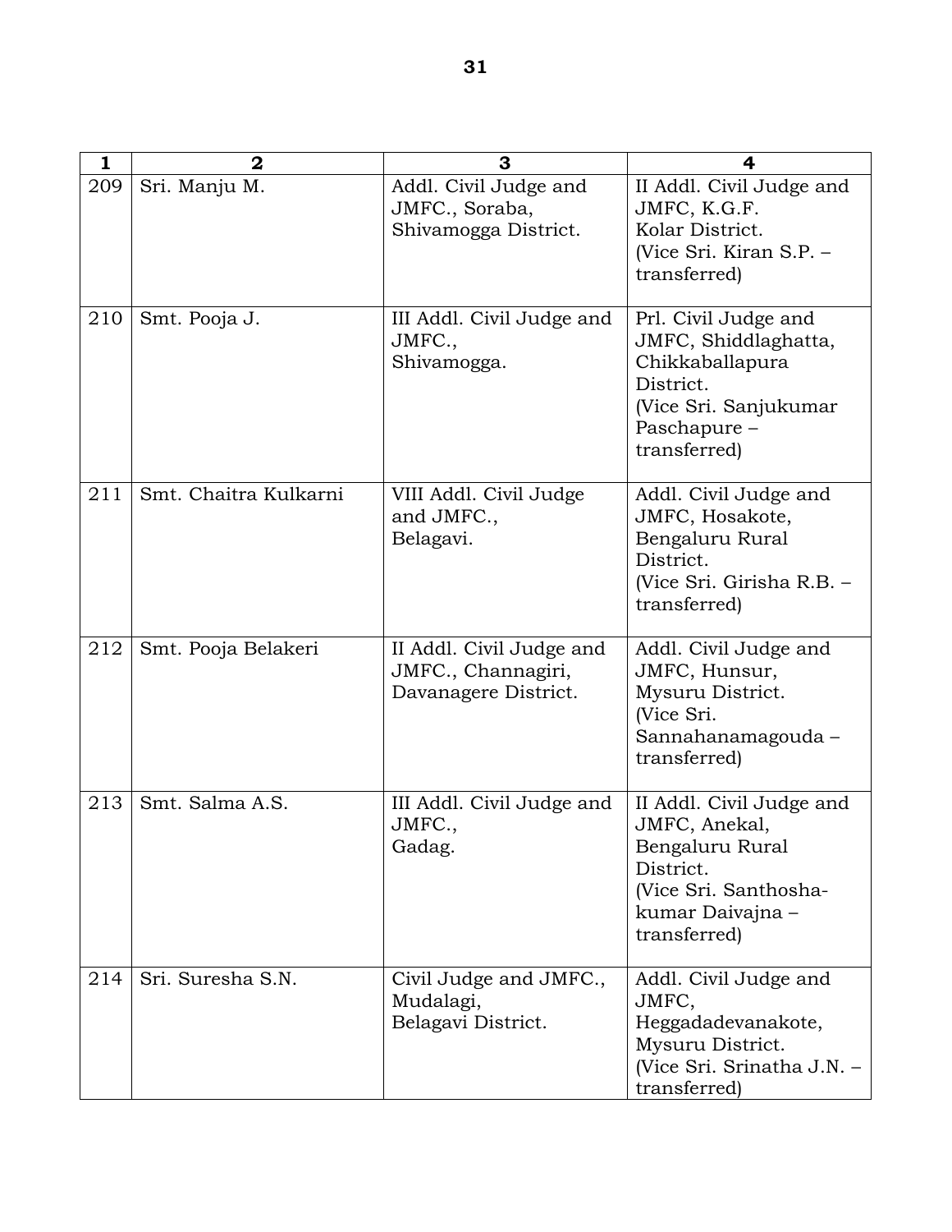| 1 | 2 | 3 | 4 |
|---|---|---|---|
| 209 | Sri. Manju M. | Addl. Civil Judge and JMFC., Soraba, Shivamogga District. | II Addl. Civil Judge and JMFC, K.G.F. Kolar District. (Vice Sri. Kiran S.P. – transferred) |
| 210 | Smt. Pooja J. | III Addl. Civil Judge and JMFC., Shivamogga. | Prl. Civil Judge and JMFC, Shiddlaghatta, Chikkaballapura District. (Vice Sri. Sanjukumar Paschapure – transferred) |
| 211 | Smt. Chaitra Kulkarni | VIII Addl. Civil Judge and JMFC., Belagavi. | Addl. Civil Judge and JMFC, Hosakote, Bengaluru Rural District. (Vice Sri. Girisha R.B. – transferred) |
| 212 | Smt. Pooja Belakeri | II Addl. Civil Judge and JMFC., Channagiri, Davanagere District. | Addl. Civil Judge and JMFC, Hunsur, Mysuru District. (Vice Sri. Sannahanamagouda – transferred) |
| 213 | Smt. Salma A.S. | III Addl. Civil Judge and JMFC., Gadag. | II Addl. Civil Judge and JMFC, Anekal, Bengaluru Rural District. (Vice Sri. Santhosha-kumar Daivajna – transferred) |
| 214 | Sri. Suresha S.N. | Civil Judge and JMFC., Mudalagi, Belagavi District. | Addl. Civil Judge and JMFC, Heggadadevanakote, Mysuru District. (Vice Sri. Srinatha J.N. – transferred) |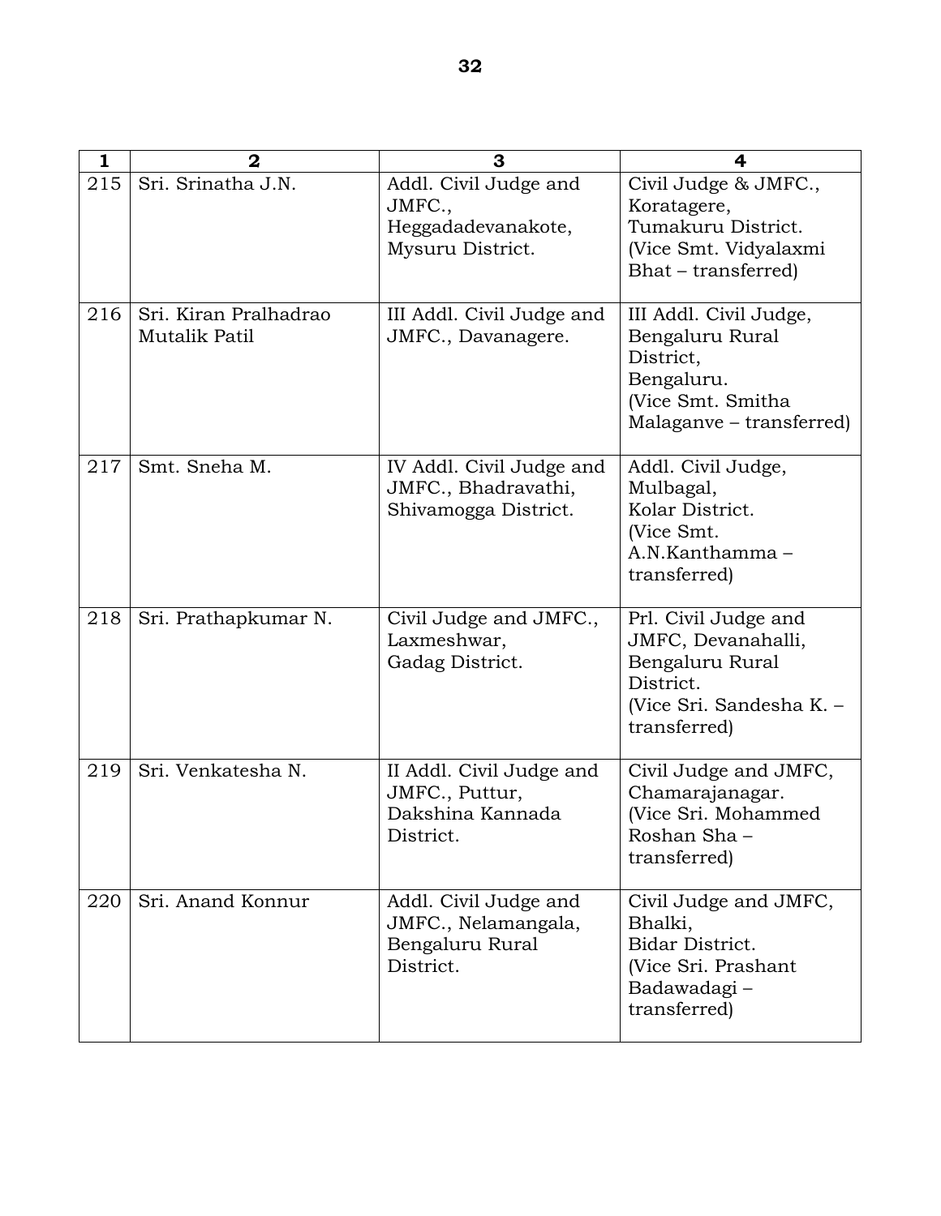| 1 | 2 | 3 | 4 |
|---|---|---|---|
| 215 | Sri. Srinatha J.N. | Addl. Civil Judge and JMFC., Heggadadevanakote, Mysuru District. | Civil Judge & JMFC., Koratagere, Tumakuru District. (Vice Smt. Vidyalaxmi Bhat – transferred) |
| 216 | Sri. Kiran Pralhadrao Mutalik Patil | III Addl. Civil Judge and JMFC., Davanagere. | III Addl. Civil Judge, Bengaluru Rural District, Bengaluru. (Vice Smt. Smitha Malaganve – transferred) |
| 217 | Smt. Sneha M. | IV Addl. Civil Judge and JMFC., Bhadravathi, Shivamogga District. | Addl. Civil Judge, Mulbagal, Kolar District. (Vice Smt. A.N.Kanthamma – transferred) |
| 218 | Sri. Prathapkumar N. | Civil Judge and JMFC., Laxmeshwar, Gadag District. | Prl. Civil Judge and JMFC, Devanahalli, Bengaluru Rural District. (Vice Sri. Sandesha K. – transferred) |
| 219 | Sri. Venkatesha N. | II Addl. Civil Judge and JMFC., Puttur, Dakshina Kannada District. | Civil Judge and JMFC, Chamarajanagar. (Vice Sri. Mohammed Roshan Sha – transferred) |
| 220 | Sri. Anand Konnur | Addl. Civil Judge and JMFC., Nelamangala, Bengaluru Rural District. | Civil Judge and JMFC, Bhalki, Bidar District. (Vice Sri. Prashant Badawadagi – transferred) |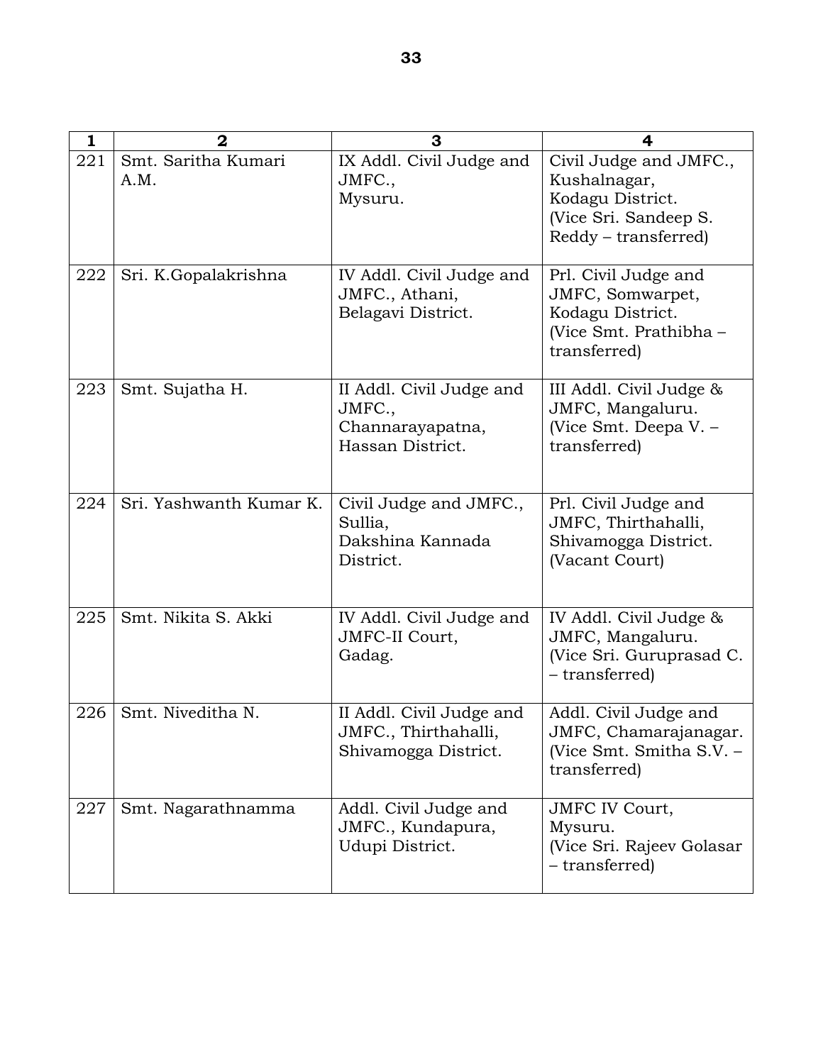| 1 | 2 | 3 | 4 |
|---|---|---|---|
| 221 | Smt. Saritha Kumari A.M. | IX Addl. Civil Judge and JMFC., Mysuru. | Civil Judge and JMFC., Kushalnagar, Kodagu District. (Vice Sri. Sandeep S. Reddy – transferred) |
| 222 | Sri. K.Gopalakrishna | IV Addl. Civil Judge and JMFC., Athani, Belagavi District. | Prl. Civil Judge and JMFC, Somwarpet, Kodagu District. (Vice Smt. Prathibha – transferred) |
| 223 | Smt. Sujatha H. | II Addl. Civil Judge and JMFC., Channarayapatna, Hassan District. | III Addl. Civil Judge & JMFC, Mangaluru. (Vice Smt. Deepa V. – transferred) |
| 224 | Sri. Yashwanth Kumar K. | Civil Judge and JMFC., Sullia, Dakshina Kannada District. | Prl. Civil Judge and JMFC, Thirthahalli, Shivamogga District. (Vacant Court) |
| 225 | Smt. Nikita S. Akki | IV Addl. Civil Judge and JMFC-II Court, Gadag. | IV Addl. Civil Judge & JMFC, Mangaluru. (Vice Sri. Guruprasad C. – transferred) |
| 226 | Smt. Niveditha N. | II Addl. Civil Judge and JMFC., Thirthahalli, Shivamogga District. | Addl. Civil Judge and JMFC, Chamarajanagar. (Vice Smt. Smitha S.V. – transferred) |
| 227 | Smt. Nagarathnamma | Addl. Civil Judge and JMFC., Kundapura, Udupi District. | JMFC IV Court, Mysuru. (Vice Sri. Rajeev Golasar – transferred) |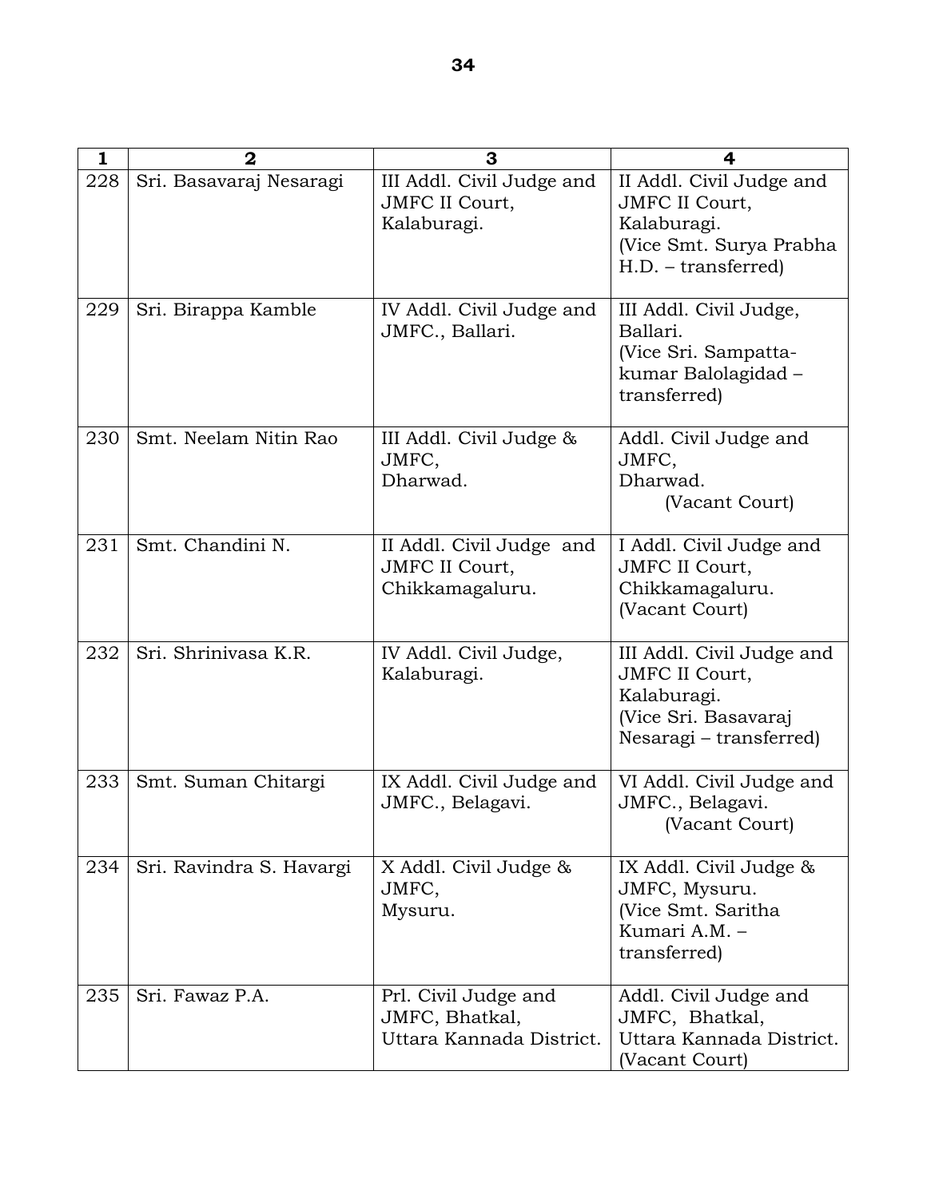| 1 | 2 | 3 | 4 |
|---|---|---|---|
| 228 | Sri. Basavaraj Nesaragi | III Addl. Civil Judge and JMFC II Court, Kalaburagi. | II Addl. Civil Judge and JMFC II Court, Kalaburagi. (Vice Smt. Surya Prabha H.D. – transferred) |
| 229 | Sri. Birappa Kamble | IV Addl. Civil Judge and JMFC., Ballari. | III Addl. Civil Judge, Ballari. (Vice Sri. Sampatta-kumar Balolagidad – transferred) |
| 230 | Smt. Neelam Nitin Rao | III Addl. Civil Judge & JMFC, Dharwad. | Addl. Civil Judge and JMFC, Dharwad. (Vacant Court) |
| 231 | Smt. Chandini N. | II Addl. Civil Judge and JMFC II Court, Chikkamagaluru. | I Addl. Civil Judge and JMFC II Court, Chikkamagaluru. (Vacant Court) |
| 232 | Sri. Shrinivasa K.R. | IV Addl. Civil Judge, Kalaburagi. | III Addl. Civil Judge and JMFC II Court, Kalaburagi. (Vice Sri. Basavaraj Nesaragi – transferred) |
| 233 | Smt. Suman Chitargi | IX Addl. Civil Judge and JMFC., Belagavi. | VI Addl. Civil Judge and JMFC., Belagavi. (Vacant Court) |
| 234 | Sri. Ravindra S. Havargi | X Addl. Civil Judge & JMFC, Mysuru. | IX Addl. Civil Judge & JMFC, Mysuru. (Vice Smt. Saritha Kumari A.M. – transferred) |
| 235 | Sri. Fawaz P.A. | Prl. Civil Judge and JMFC, Bhatkal, Uttara Kannada District. | Addl. Civil Judge and JMFC, Bhatkal, Uttara Kannada District. (Vacant Court) |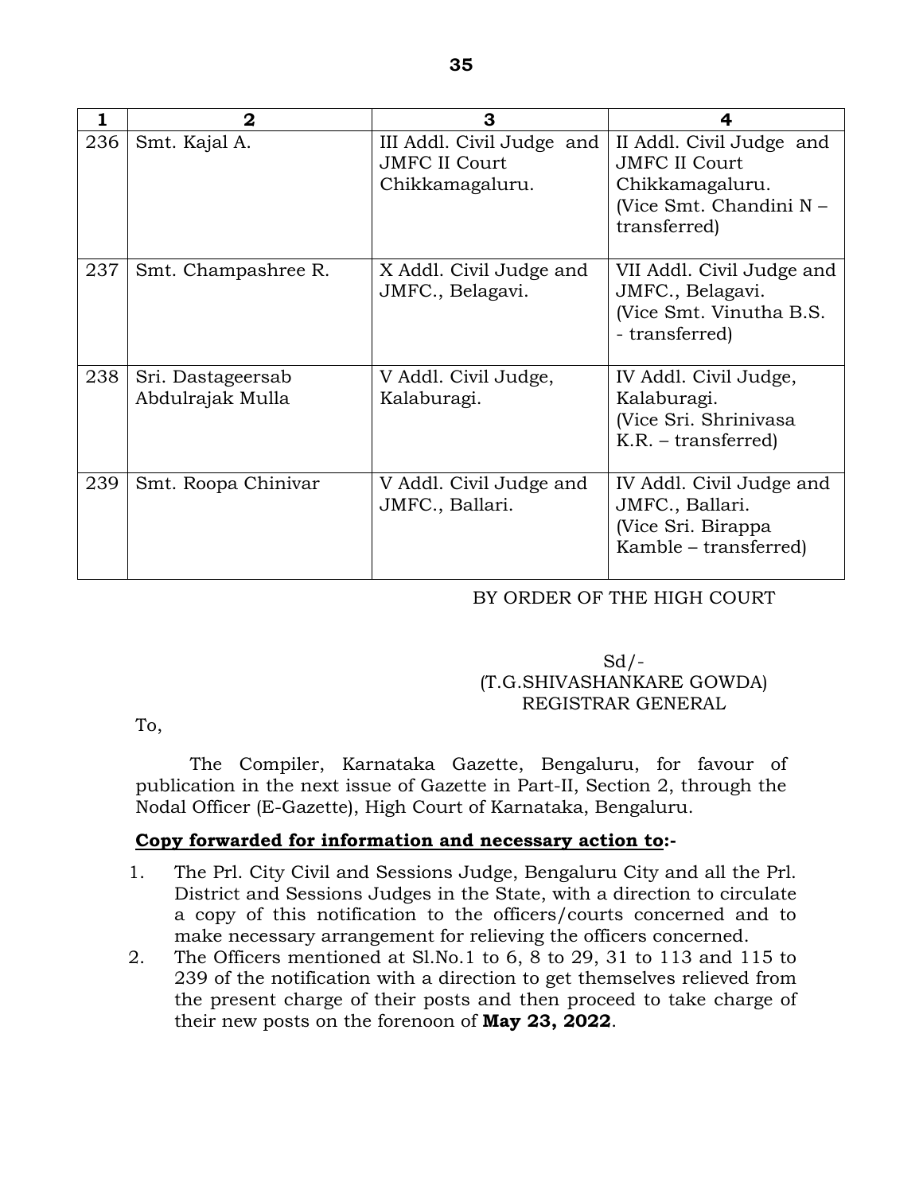| 1 | 2 | 3 | 4 |
|---|---|---|---|
| 236 | Smt. Kajal A. | III Addl. Civil Judge and JMFC II Court Chikkamagaluru. | II Addl. Civil Judge and JMFC II Court Chikkamagaluru. (Vice Smt. Chandini N – transferred) |
| 237 | Smt. Champashree R. | X Addl. Civil Judge and JMFC., Belagavi. | VII Addl. Civil Judge and JMFC., Belagavi. (Vice Smt. Vinutha B.S. - transferred) |
| 238 | Sri. Dastageersab Abdulrajak Mulla | V Addl. Civil Judge, Kalaburagi. | IV Addl. Civil Judge, Kalaburagi. (Vice Sri. Shrinivasa K.R. – transferred) |
| 239 | Smt. Roopa Chinivar | V Addl. Civil Judge and JMFC., Ballari. | IV Addl. Civil Judge and JMFC., Ballari. (Vice Sri. Birappa Kamble – transferred) |

BY ORDER OF THE HIGH COURT

Sd/-
(T.G.SHIVASHANKARE GOWDA)
REGISTRAR GENERAL

To,

The Compiler, Karnataka Gazette, Bengaluru, for favour of publication in the next issue of Gazette in Part-II, Section 2, through the Nodal Officer (E-Gazette), High Court of Karnataka, Bengaluru.

**Copy forwarded for information and necessary action to:-**

1. The Prl. City Civil and Sessions Judge, Bengaluru City and all the Prl. District and Sessions Judges in the State, with a direction to circulate a copy of this notification to the officers/courts concerned and to make necessary arrangement for relieving the officers concerned.
2. The Officers mentioned at Sl.No.1 to 6, 8 to 29, 31 to 113 and 115 to 239 of the notification with a direction to get themselves relieved from the present charge of their posts and then proceed to take charge of their new posts on the forenoon of **May 23, 2022**.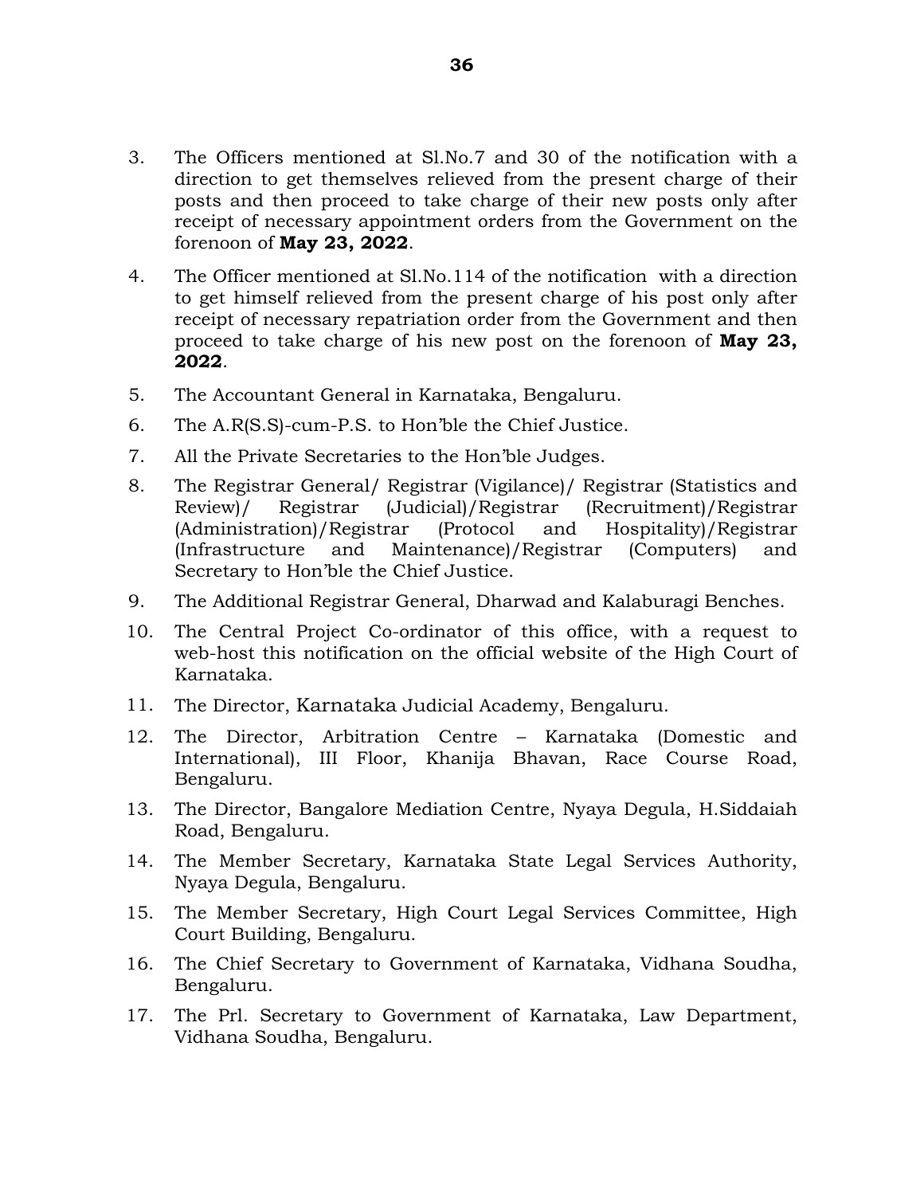3. The Officers mentioned at Sl.No.7 and 30 of the notification with a direction to get themselves relieved from the present charge of their posts and then proceed to take charge of their new posts only after receipt of necessary appointment orders from the Government on the forenoon of **May 23, 2022**.
4. The Officer mentioned at Sl.No.114 of the notification with a direction to get himself relieved from the present charge of his post only after receipt of necessary repatriation order from the Government and then proceed to take charge of his new post on the forenoon of **May 23, 2022**.
5. The Accountant General in Karnataka, Bengaluru.
6. The A.R(S.S)-cum-P.S. to Hon'ble the Chief Justice.
7. All the Private Secretaries to the Hon'ble Judges.
8. The Registrar General/ Registrar (Vigilance)/ Registrar (Statistics and Review)/ Registrar (Judicial)/Registrar (Recruitment)/Registrar (Administration)/Registrar (Protocol and Hospitality)/Registrar (Infrastructure and Maintenance)/Registrar (Computers) and Secretary to Hon'ble the Chief Justice.
9. The Additional Registrar General, Dharwad and Kalaburagi Benches.
10. The Central Project Co-ordinator of this office, with a request to web-host this notification on the official website of the High Court of Karnataka.
11. The Director, Karnataka Judicial Academy, Bengaluru.
12. The Director, Arbitration Centre – Karnataka (Domestic and International), III Floor, Khanija Bhavan, Race Course Road, Bengaluru.
13. The Director, Bangalore Mediation Centre, Nyaya Degula, H.Siddaiah Road, Bengaluru.
14. The Member Secretary, Karnataka State Legal Services Authority, Nyaya Degula, Bengaluru.
15. The Member Secretary, High Court Legal Services Committee, High Court Building, Bengaluru.
16. The Chief Secretary to Government of Karnataka, Vidhana Soudha, Bengaluru.
17. The Prl. Secretary to Government of Karnataka, Law Department, Vidhana Soudha, Bengaluru.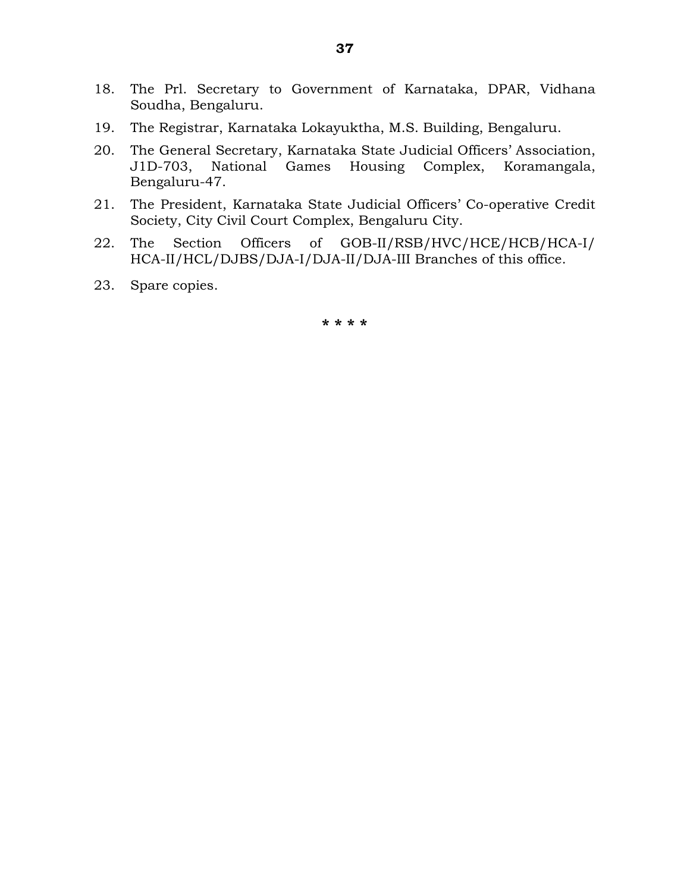18. The Prl. Secretary to Government of Karnataka, DPAR, Vidhana Soudha, Bengaluru.
19. The Registrar, Karnataka Lokayuktha, M.S. Building, Bengaluru.
20. The General Secretary, Karnataka State Judicial Officers' Association, J1D-703, National Games Housing Complex, Koramangala, Bengaluru-47.
21. The President, Karnataka State Judicial Officers' Co-operative Credit Society, City Civil Court Complex, Bengaluru City.
22. The Section Officers of GOB-II/RSB/HVC/HCE/HCB/HCA-I/HCA-II/HCL/DJBS/DJA-I/DJA-II/DJA-III Branches of this office.
23. Spare copies.

\* \* \* \*